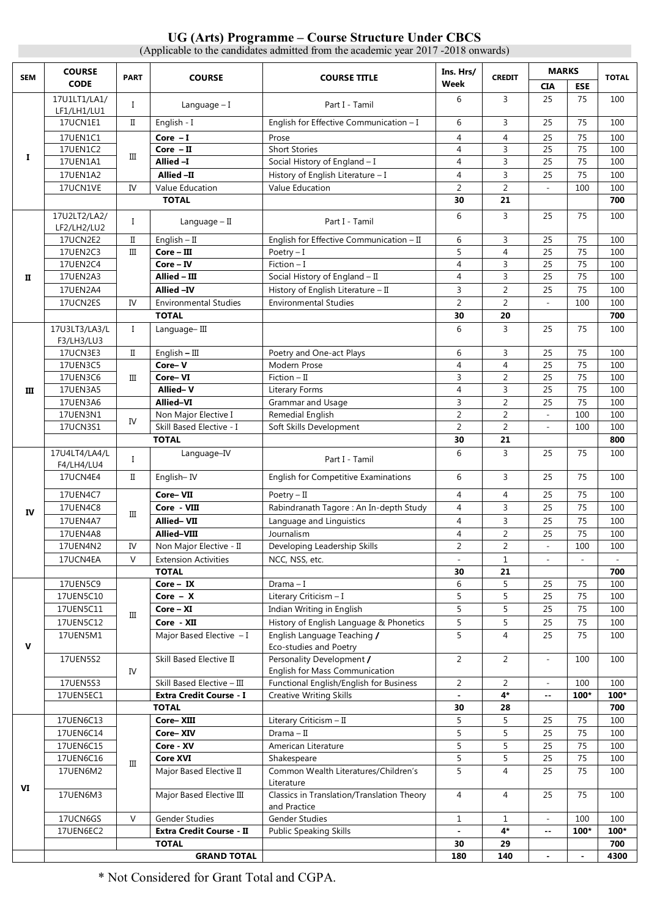# UG (Arts) Programme – Course Structure Under CBCS

(Applicable to the candidates admitted from the academic year 2017 -2018 onwards)

| SEM | COURSE CODE | PART | COURSE | COURSE TITLE | Ins. Hrs/ Week | CREDIT | MARKS | | TOTAL |
|---|---|---|---|---|---|---|---|---|---|
| | | | | | | | CIA | ESE | |
| I | 17U1LT1/LA1/ LF1/LH1/LU1 | I | Language – I | Part I - Tamil | 6 | 3 | 25 | 75 | 100 |
| | 17UCN1E1 | II | English - I | English for Effective Communication – I | 6 | 3 | 25 | 75 | 100 |
| | 17UEN1C1 | III | **Core – I** | Prose | 4 | 4 | 25 | 75 | 100 |
| | 17UEN1C2 | | **Core – II** | Short Stories | 4 | 3 | 25 | 75 | 100 |
| | 17UEN1A1 | | **Allied –I** | Social History of England – I | 4 | 3 | 25 | 75 | 100 |
| | 17UEN1A2 | | **Allied –II** | History of English Literature – I | 4 | 3 | 25 | 75 | 100 |
| | 17UCN1VE | IV | Value Education | Value Education | 2 | 2 | - | 100 | 100 |
| | | | **TOTAL** | | **30** | **21** | | | **700** |
| II | 17U2LT2/LA2/ LF2/LH2/LU2 | I | Language – II | Part I - Tamil | 6 | 3 | 25 | 75 | 100 |
| | 17UCN2E2 | II | English – II | English for Effective Communication – II | 6 | 3 | 25 | 75 | 100 |
| | 17UEN2C3 | III | **Core – III** | Poetry – I | 5 | 4 | 25 | 75 | 100 |
| | 17UEN2C4 | | **Core – IV** | Fiction – I | 4 | 3 | 25 | 75 | 100 |
| | 17UEN2A3 | | **Allied – III** | Social History of England – II | 4 | 3 | 25 | 75 | 100 |
| | 17UEN2A4 | | **Allied –IV** | History of English Literature – II | 3 | 2 | 25 | 75 | 100 |
| | 17UCN2ES | IV | Environmental Studies | Environmental Studies | 2 | 2 | - | 100 | 100 |
| | | | **TOTAL** | | **30** | **20** | | | **700** |
| III | 17U3LT3/LA3/L F3/LH3/LU3 | I | Language– III | | 6 | 3 | 25 | 75 | 100 |
| | 17UCN3E3 | II | English **– III** | Poetry and One-act Plays | 6 | 3 | 25 | 75 | 100 |
| | 17UEN3C5 | III | **Core– V** | Modern Prose | 4 | 4 | 25 | 75 | 100 |
| | 17UEN3C6 | | **Core– VI** | Fiction – II | 3 | 2 | 25 | 75 | 100 |
| | 17UEN3A5 | | **Allied– V** | Literary Forms | 4 | 3 | 25 | 75 | 100 |
| | 17UEN3A6 | | **Allied–VI** | Grammar and Usage | 3 | 2 | 25 | 75 | 100 |
| | 17UEN3N1 | IV | Non Major Elective I | Remedial English | 2 | 2 | - | 100 | 100 |
| | 17UCN3S1 | | Skill Based Elective - I | Soft Skills Development | 2 | 2 | - | 100 | 100 |
| | | | **TOTAL** | | **30** | **21** | | | **800** |
| IV | 17U4LT4/LA4/L F4/LH4/LU4 | I | Language–IV | Part I - Tamil | 6 | 3 | 25 | 75 | 100 |
| | 17UCN4E4 | II | English– IV | English for Competitive Examinations | 6 | 3 | 25 | 75 | 100 |
| | 17UEN4C7 | III | **Core– VII** | Poetry – II | 4 | 4 | 25 | 75 | 100 |
| | 17UEN4C8 | | **Core - VIII** | Rabindranath Tagore : An In-depth Study | 4 | 3 | 25 | 75 | 100 |
| | 17UEN4A7 | | **Allied– VII** | Language and Linguistics | 4 | 3 | 25 | 75 | 100 |
| | 17UEN4A8 | | **Allied–VIII** | Journalism | 4 | 2 | 25 | 75 | 100 |
| | 17UEN4N2 | IV | Non Major Elective - II | Developing Leadership Skills | 2 | 2 | - | 100 | 100 |
| | 17UCN4EA | V | Extension Activities | NCC, NSS, etc. | - | 1 | - | - | - |
| | | | **TOTAL** | | **30** | **21** | | | **700** |
| V | 17UEN5C9 | III | **Core – IX** | Drama – I | 6 | 5 | 25 | 75 | 100 |
| | 17UEN5C10 | | **Core – X** | Literary Criticism – I | 5 | 5 | 25 | 75 | 100 |
| | 17UEN5C11 | | **Core – XI** | Indian Writing in English | 5 | 5 | 25 | 75 | 100 |
| | 17UEN5C12 | | **Core - XII** | History of English Language & Phonetics | 5 | 5 | 25 | 75 | 100 |
| | 17UEN5M1 | | Major Based Elective – I | English Language Teaching **/** Eco-studies and Poetry | 5 | 4 | 25 | 75 | 100 |
| | 17UEN5S2 | IV | Skill Based Elective II | Personality Development **/** English for Mass Communication | 2 | 2 | - | 100 | 100 |
| | 17UEN5S3 | | Skill Based Elective – III | Functional English/English for Business | 2 | 2 | - | 100 | 100 |
| | 17UEN5EC1 | | **Extra Credit Course - I** | Creative Writing Skills | **-** | **4*** | **--** | **100*** | **100*** |
| | | | **TOTAL** | | **30** | **28** | | | **700** |
| VI | 17UEN6C13 | III | **Core– XIII** | Literary Criticism – II | 5 | 5 | 25 | 75 | 100 |
| | 17UEN6C14 | | **Core– XIV** | Drama – II | 5 | 5 | 25 | 75 | 100 |
| | 17UEN6C15 | | **Core - XV** | American Literature | 5 | 5 | 25 | 75 | 100 |
| | 17UEN6C16 | | **Core XVI** | Shakespeare | 5 | 5 | 25 | 75 | 100 |
| | 17UEN6M2 | | Major Based Elective II | Common Wealth Literatures/Children's Literature | 5 | 4 | 25 | 75 | 100 |
| | 17UEN6M3 | | Major Based Elective III | Classics in Translation/Translation Theory and Practice | 4 | 4 | 25 | 75 | 100 |
| | 17UCN6GS | V | Gender Studies | Gender Studies | 1 | 1 | - | 100 | 100 |
| | 17UEN6EC2 | | **Extra Credit Course - II** | Public Speaking Skills | **-** | **4*** | **--** | **100*** | **100*** |
| | | | **TOTAL** | | **30** | **29** | | | **700** |
| | | | **GRAND TOTAL** | | **180** | **140** | **-** | **-** | **4300** |

\* Not Considered for Grant Total and CGPA.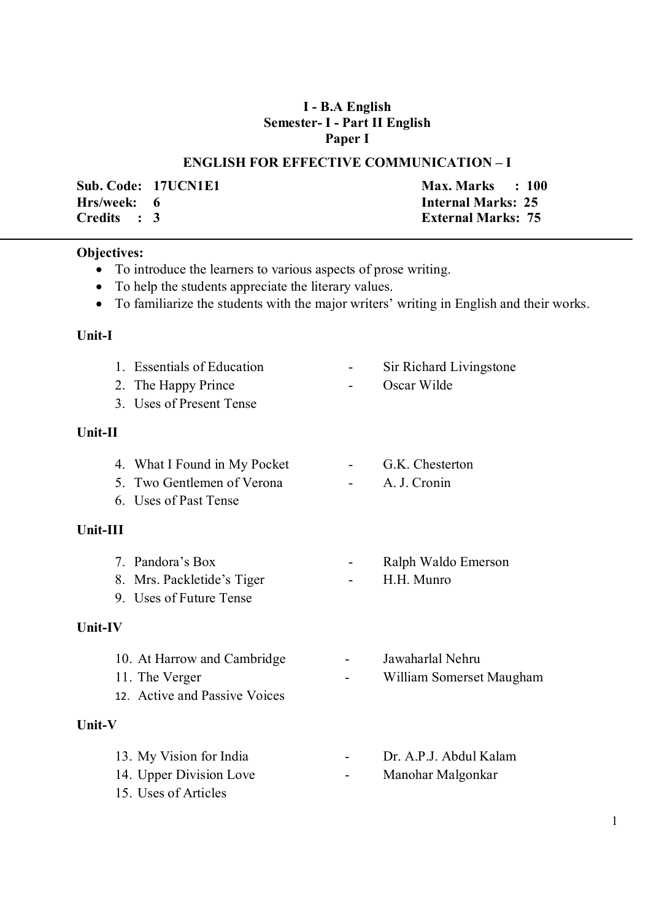**I - B.A English**
**Semester- I - Part II English**
**Paper I**

## ENGLISH FOR EFFECTIVE COMMUNICATION – I

| | |
|---|---|
| **Sub. Code: 17UCN1E1** | **Max. Marks : 100** |
| **Hrs/week: 6** | **Internal Marks: 25** |
| **Credits : 3** | **External Marks: 75** |

---

**Objectives:**

- To introduce the learners to various aspects of prose writing.
- To help the students appreciate the literary values.
- To familiarize the students with the major writers' writing in English and their works.

**Unit-I**

1. Essentials of Education - Sir Richard Livingstone
2. The Happy Prince - Oscar Wilde
3. Uses of Present Tense

**Unit-II**

4. What I Found in My Pocket - G.K. Chesterton
5. Two Gentlemen of Verona - A. J. Cronin
6. Uses of Past Tense

**Unit-III**

7. Pandora's Box - Ralph Waldo Emerson
8. Mrs. Packletide's Tiger - H.H. Munro
9. Uses of Future Tense

**Unit-IV**

10. At Harrow and Cambridge - Jawaharlal Nehru
11. The Verger - William Somerset Maugham
12. Active and Passive Voices

**Unit-V**

13. My Vision for India - Dr. A.P.J. Abdul Kalam
14. Upper Division Love - Manohar Malgonkar
15. Uses of Articles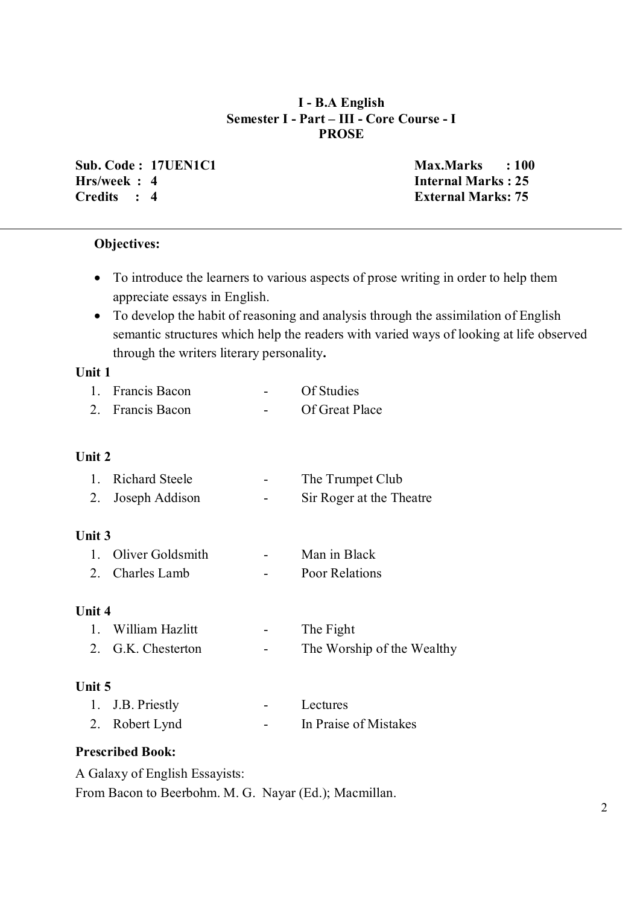# I - B.A English
## Semester I - Part – III - Core Course - I
## PROSE

| | |
|---|---|
| **Sub. Code : 17UEN1C1** | **Max.Marks : 100** |
| **Hrs/week : 4** | **Internal Marks : 25** |
| **Credits : 4** | **External Marks: 75** |

---

**Objectives:**

- To introduce the learners to various aspects of prose writing in order to help them appreciate essays in English.
- To develop the habit of reasoning and analysis through the assimilation of English semantic structures which help the readers with varied ways of looking at life observed through the writers literary personality**.**

**Unit 1**

1. Francis Bacon - Of Studies
2. Francis Bacon - Of Great Place

**Unit 2**

1. Richard Steele - The Trumpet Club
2. Joseph Addison - Sir Roger at the Theatre

**Unit 3**

1. Oliver Goldsmith - Man in Black
2. Charles Lamb - Poor Relations

**Unit 4**

1. William Hazlitt - The Fight
2. G.K. Chesterton - The Worship of the Wealthy

**Unit 5**

1. J.B. Priestly - Lectures
2. Robert Lynd - In Praise of Mistakes

**Prescribed Book:**

A Galaxy of English Essayists:
From Bacon to Beerbohm. M. G. Nayar (Ed.); Macmillan.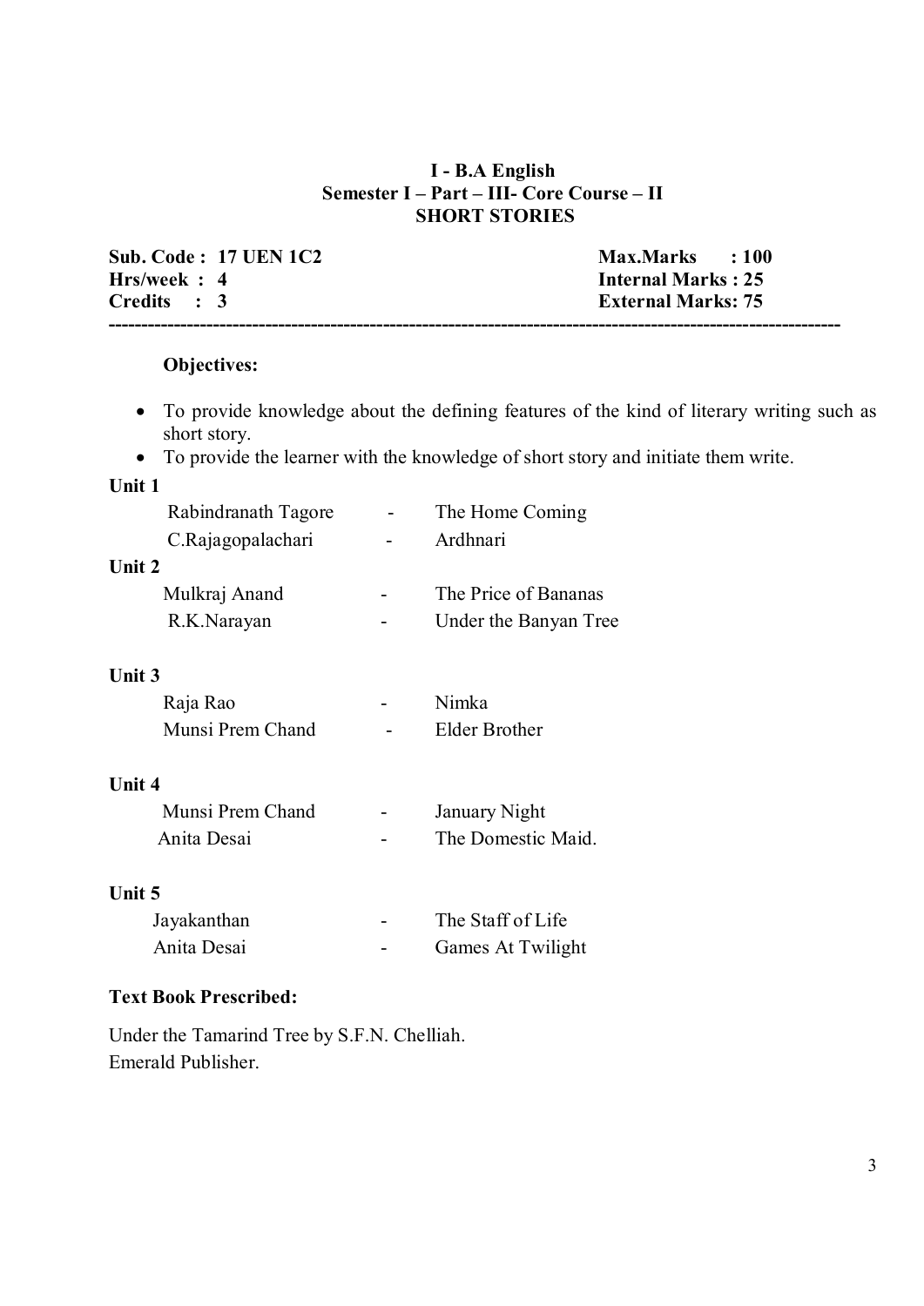**I - B.A English**
**Semester I – Part – III- Core Course – II**
**SHORT STORIES**

| | |
|---|---|
| **Sub. Code : 17 UEN 1C2** | **Max.Marks : 100** |
| **Hrs/week : 4** | **Internal Marks : 25** |
| **Credits : 3** | **External Marks: 75** |

---

**Objectives:**

- To provide knowledge about the defining features of the kind of literary writing such as short story.
- To provide the learner with the knowledge of short story and initiate them write.

**Unit 1**

| | | |
|---|---|---|
| Rabindranath Tagore | - | The Home Coming |
| C.Rajagopalachari | - | Ardhnari |

**Unit 2**

| | | |
|---|---|---|
| Mulkraj Anand | - | The Price of Bananas |
| R.K.Narayan | - | Under the Banyan Tree |

**Unit 3**

| | | |
|---|---|---|
| Raja Rao | - | Nimka |
| Munsi Prem Chand | - | Elder Brother |

**Unit 4**

| | | |
|---|---|---|
| Munsi Prem Chand | - | January Night |
| Anita Desai | - | The Domestic Maid. |

**Unit 5**

| | | |
|---|---|---|
| Jayakanthan | - | The Staff of Life |
| Anita Desai | - | Games At Twilight |

**Text Book Prescribed:**

Under the Tamarind Tree by S.F.N. Chelliah.
Emerald Publisher.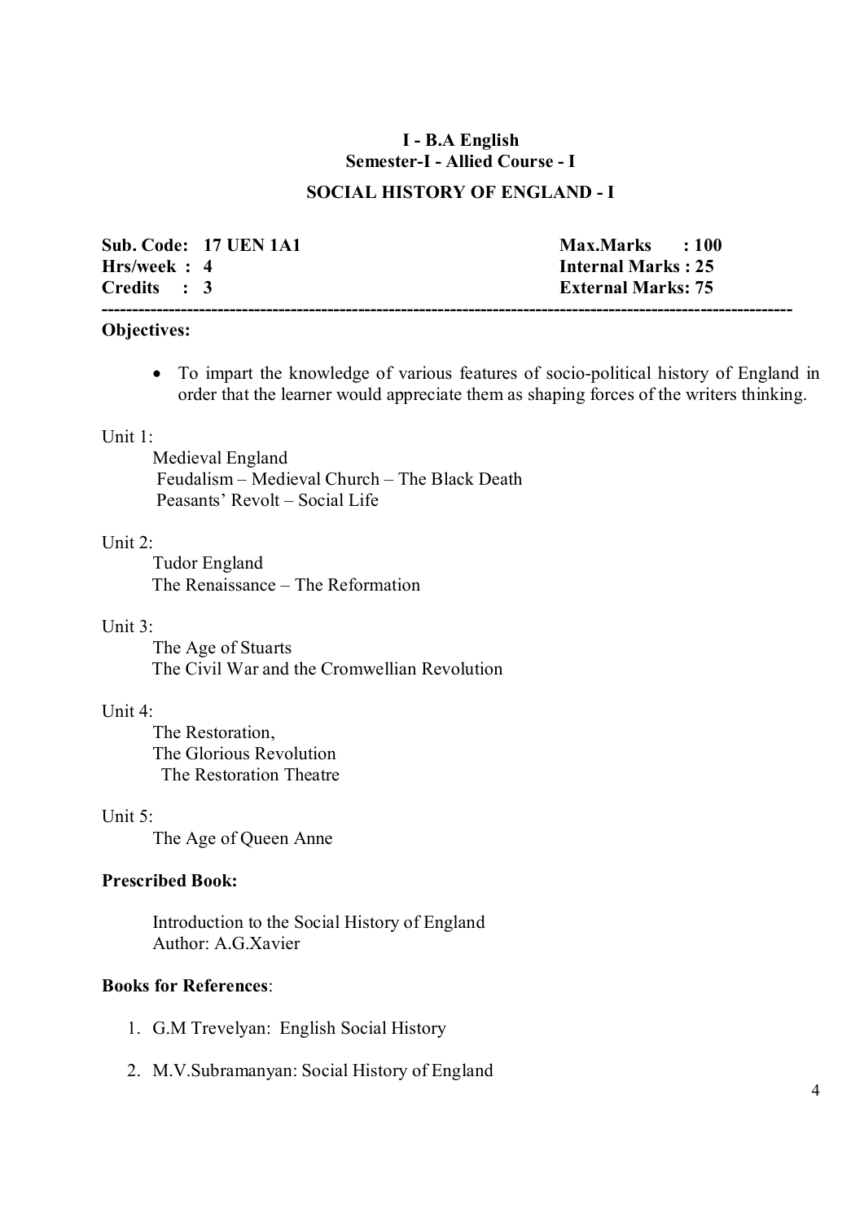**I - B.A English**

**Semester-I - Allied Course - I**

## SOCIAL HISTORY OF ENGLAND - I

| | |
|---|---|
| **Sub. Code: 17 UEN 1A1** | **Max.Marks : 100** |
| **Hrs/week : 4** | **Internal Marks : 25** |
| **Credits : 3** | **External Marks: 75** |

---

**Objectives:**

- To impart the knowledge of various features of socio-political history of England in order that the learner would appreciate them as shaping forces of the writers thinking.

Unit 1:

Medieval England
Feudalism – Medieval Church – The Black Death
Peasants' Revolt – Social Life

Unit 2:

Tudor England
The Renaissance – The Reformation

Unit 3:

The Age of Stuarts
The Civil War and the Cromwellian Revolution

Unit 4:

The Restoration,
The Glorious Revolution
The Restoration Theatre

Unit 5:

The Age of Queen Anne

**Prescribed Book:**

Introduction to the Social History of England
Author: A.G.Xavier

**Books for References**:

1. G.M Trevelyan: English Social History
2. M.V.Subramanyan: Social History of England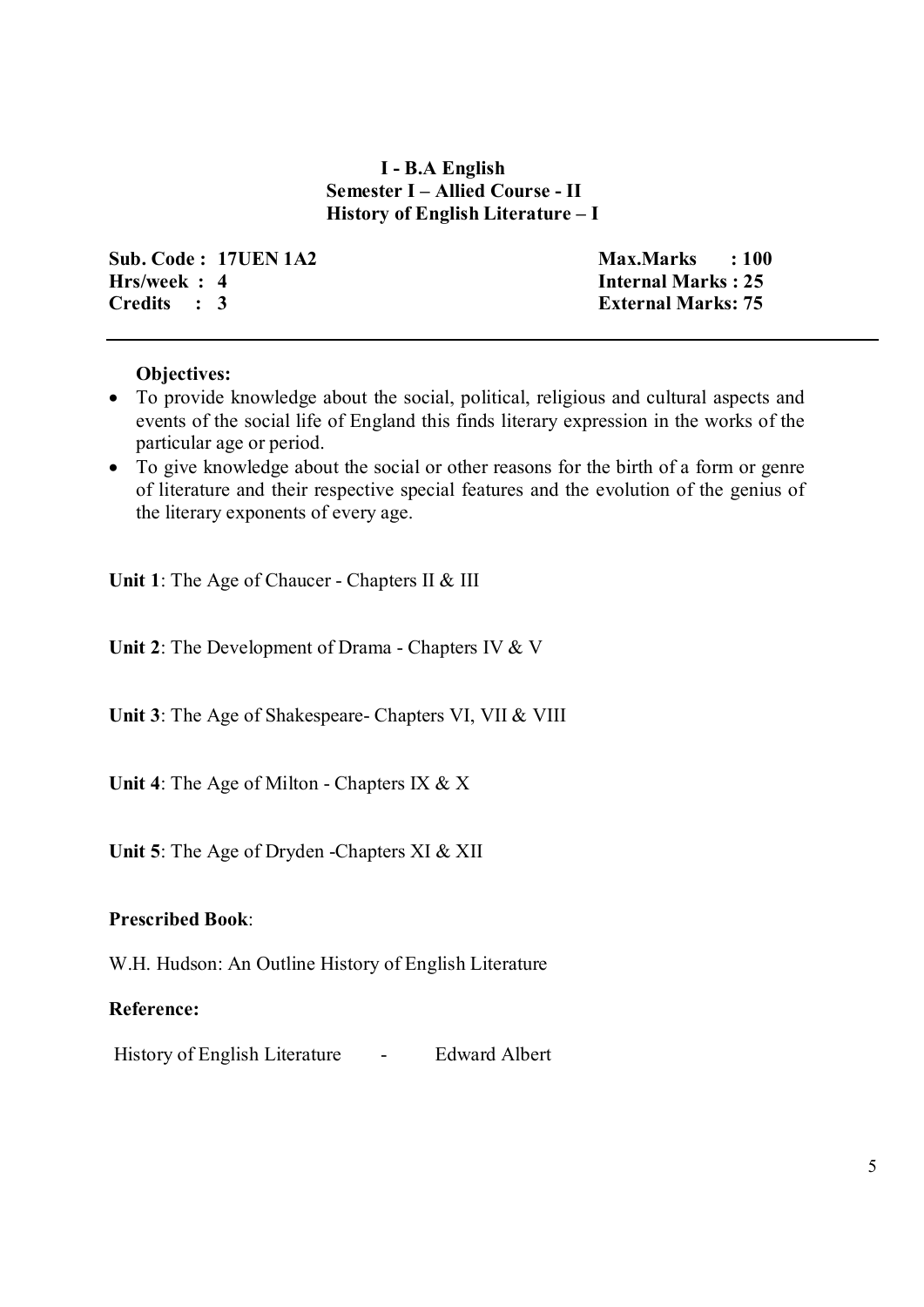# I - B.A English
## Semester I – Allied Course - II
## History of English Literature – I

| | |
|---|---|
| **Sub. Code : 17UEN 1A2** | **Max.Marks : 100** |
| **Hrs/week : 4** | **Internal Marks : 25** |
| **Credits : 3** | **External Marks: 75** |

---

**Objectives:**

- To provide knowledge about the social, political, religious and cultural aspects and events of the social life of England this finds literary expression in the works of the particular age or period.
- To give knowledge about the social or other reasons for the birth of a form or genre of literature and their respective special features and the evolution of the genius of the literary exponents of every age.

**Unit 1**: The Age of Chaucer - Chapters II & III

**Unit 2**: The Development of Drama - Chapters IV & V

**Unit 3**: The Age of Shakespeare- Chapters VI, VII & VIII

**Unit 4**: The Age of Milton - Chapters IX & X

**Unit 5**: The Age of Dryden -Chapters XI & XII

**Prescribed Book**:

W.H. Hudson: An Outline History of English Literature

**Reference:**

History of English Literature - Edward Albert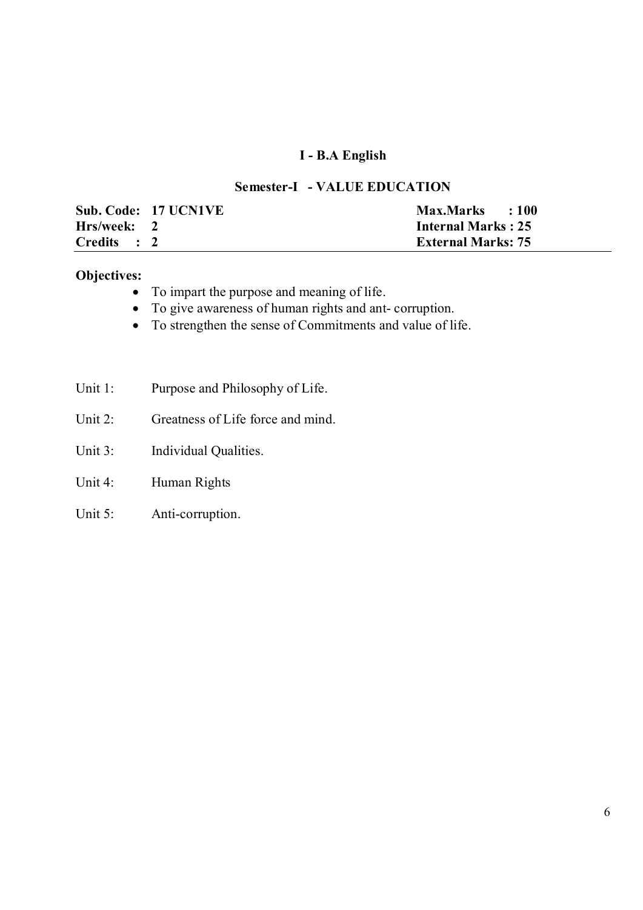## I - B.A English

### Semester-I - VALUE EDUCATION

| | |
|---|---|
| **Sub. Code: 17 UCN1VE** | **Max.Marks : 100** |
| **Hrs/week: 2** | **Internal Marks : 25** |
| **Credits : 2** | **External Marks: 75** |

**Objectives:**

- To impart the purpose and meaning of life.
- To give awareness of human rights and ant- corruption.
- To strengthen the sense of Commitments and value of life.

Unit 1: Purpose and Philosophy of Life.

Unit 2: Greatness of Life force and mind.

Unit 3: Individual Qualities.

Unit 4: Human Rights

Unit 5: Anti-corruption.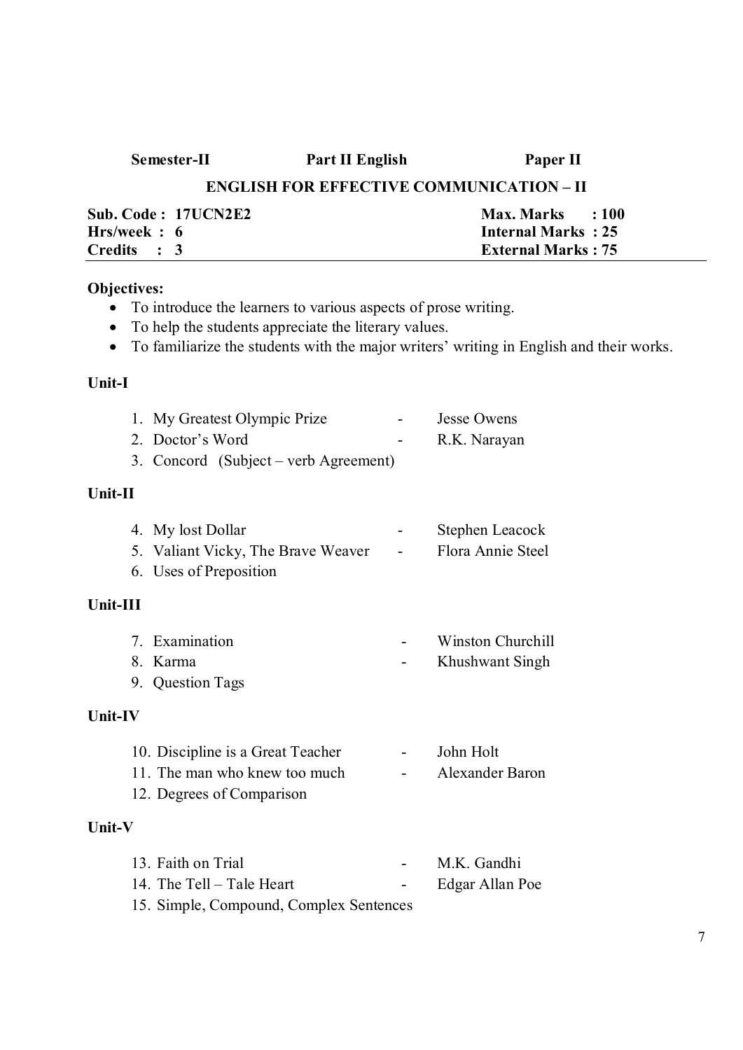**Semester-II** **Part II English** **Paper II**

## ENGLISH FOR EFFECTIVE COMMUNICATION – II

| | |
|---|---|
| **Sub. Code : 17UCN2E2** | **Max. Marks : 100** |
| **Hrs/week : 6** | **Internal Marks : 25** |
| **Credits : 3** | **External Marks : 75** |

**Objectives:**

- To introduce the learners to various aspects of prose writing.
- To help the students appreciate the literary values.
- To familiarize the students with the major writers' writing in English and their works.

**Unit-I**

1. My Greatest Olympic Prize - Jesse Owens
2. Doctor's Word - R.K. Narayan
3. Concord (Subject – verb Agreement)

**Unit-II**

4. My lost Dollar - Stephen Leacock
5. Valiant Vicky, The Brave Weaver - Flora Annie Steel
6. Uses of Preposition

**Unit-III**

7. Examination - Winston Churchill
8. Karma - Khushwant Singh
9. Question Tags

**Unit-IV**

10. Discipline is a Great Teacher - John Holt
11. The man who knew too much - Alexander Baron
12. Degrees of Comparison

**Unit-V**

13. Faith on Trial - M.K. Gandhi
14. The Tell – Tale Heart - Edgar Allan Poe
15. Simple, Compound, Complex Sentences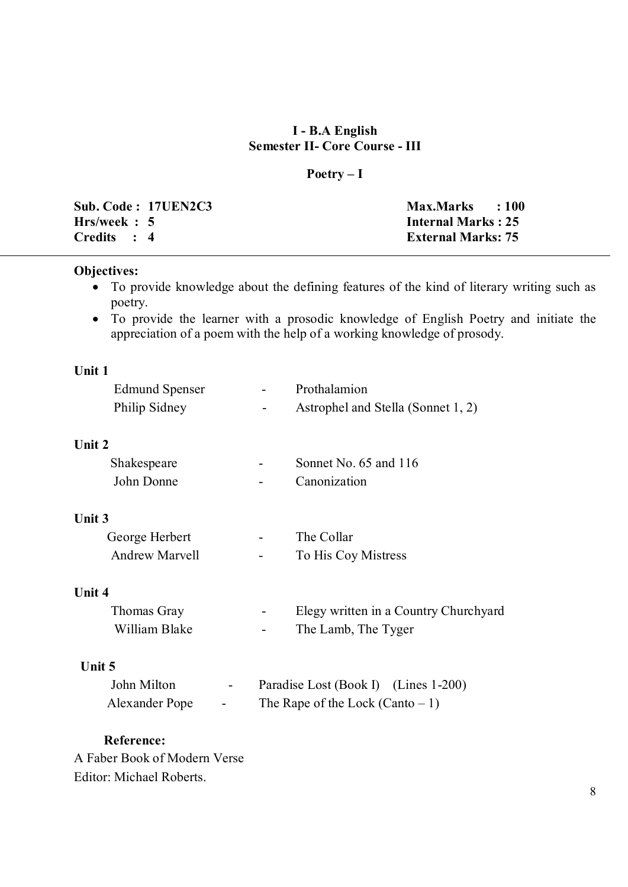**I - B.A English**
**Semester II- Core Course - III**

**Poetry – I**

| | |
|---|---|
| **Sub. Code : 17UEN2C3** | **Max.Marks : 100** |
| **Hrs/week : 5** | **Internal Marks : 25** |
| **Credits : 4** | **External Marks: 75** |

**Objectives:**

- To provide knowledge about the defining features of the kind of literary writing such as poetry.
- To provide the learner with a prosodic knowledge of English Poetry and initiate the appreciation of a poem with the help of a working knowledge of prosody.

**Unit 1**

| | | |
|---|---|---|
| Edmund Spenser | - | Prothalamion |
| Philip Sidney | - | Astrophel and Stella (Sonnet 1, 2) |

**Unit 2**

| | | |
|---|---|---|
| Shakespeare | - | Sonnet No. 65 and 116 |
| John Donne | - | Canonization |

**Unit 3**

| | | |
|---|---|---|
| George Herbert | - | The Collar |
| Andrew Marvell | - | To His Coy Mistress |

**Unit 4**

| | | |
|---|---|---|
| Thomas Gray | - | Elegy written in a Country Churchyard |
| William Blake | - | The Lamb, The Tyger |

**Unit 5**

| | | |
|---|---|---|
| John Milton | - | Paradise Lost (Book I) (Lines 1-200) |
| Alexander Pope | - | The Rape of the Lock (Canto – 1) |

**Reference:**

A Faber Book of Modern Verse
Editor: Michael Roberts.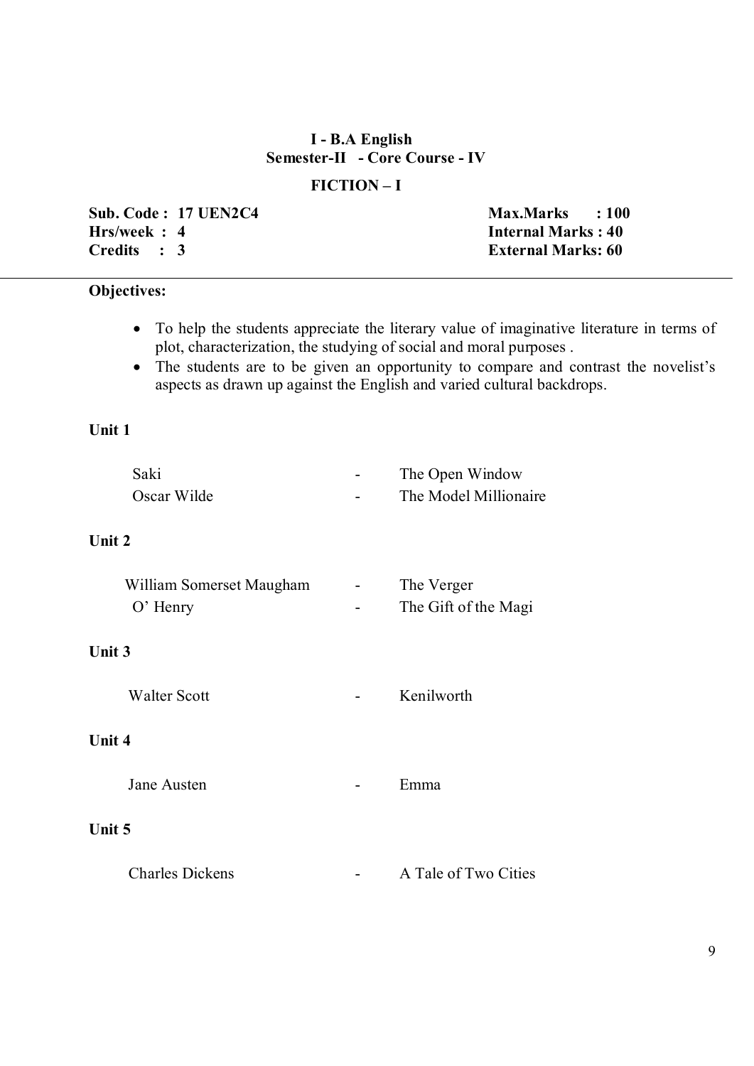**I - B.A English**
**Semester-II - Core Course - IV**

**FICTION – I**

| | |
|---|---|
| **Sub. Code : 17 UEN2C4** | **Max.Marks : 100** |
| **Hrs/week : 4** | **Internal Marks : 40** |
| **Credits : 3** | **External Marks: 60** |

---

**Objectives:**

- To help the students appreciate the literary value of imaginative literature in terms of plot, characterization, the studying of social and moral purposes .
- The students are to be given an opportunity to compare and contrast the novelist's aspects as drawn up against the English and varied cultural backdrops.

**Unit 1**

Saki - The Open Window
Oscar Wilde - The Model Millionaire

**Unit 2**

William Somerset Maugham - The Verger
O' Henry - The Gift of the Magi

**Unit 3**

Walter Scott - Kenilworth

**Unit 4**

Jane Austen - Emma

**Unit 5**

Charles Dickens - A Tale of Two Cities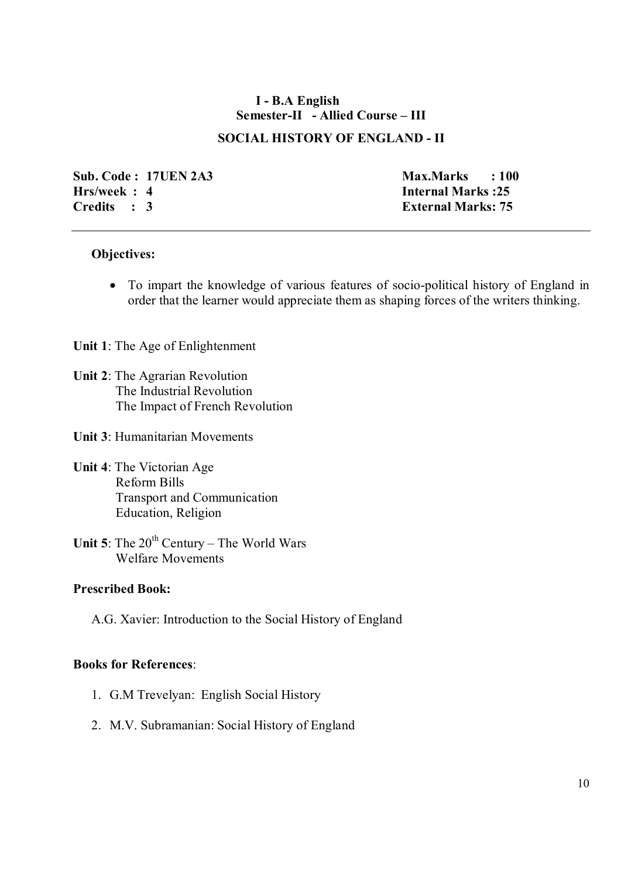**I - B.A English**
**Semester-II - Allied Course – III**

## SOCIAL HISTORY OF ENGLAND - II

| | |
|---|---|
| **Sub. Code : 17UEN 2A3** | **Max.Marks : 100** |
| **Hrs/week : 4** | **Internal Marks :25** |
| **Credits : 3** | **External Marks: 75** |

---

**Objectives:**

- To impart the knowledge of various features of socio-political history of England in order that the learner would appreciate them as shaping forces of the writers thinking.

**Unit 1**: The Age of Enlightenment

**Unit 2**: The Agrarian Revolution
The Industrial Revolution
The Impact of French Revolution

**Unit 3**: Humanitarian Movements

**Unit 4**: The Victorian Age
Reform Bills
Transport and Communication
Education, Religion

**Unit 5**: The 20th Century – The World Wars
Welfare Movements

**Prescribed Book:**

A.G. Xavier: Introduction to the Social History of England

**Books for References**:

1. G.M Trevelyan: English Social History
2. M.V. Subramanian: Social History of England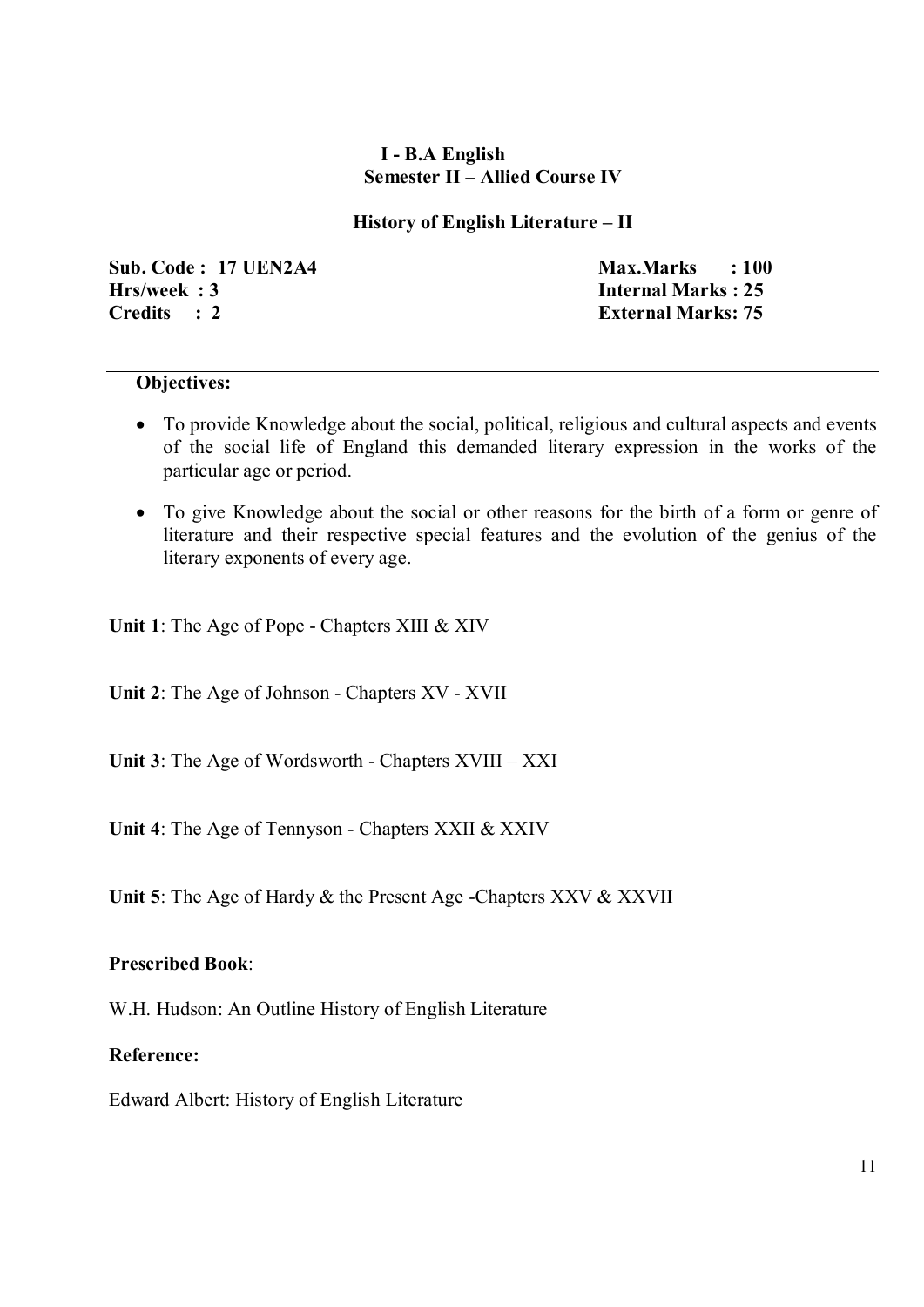**I - B.A English**

**Semester II – Allied Course IV**

**History of English Literature – II**

| | |
|---|---|
| **Sub. Code : 17 UEN2A4** | **Max.Marks : 100** |
| **Hrs/week : 3** | **Internal Marks : 25** |
| **Credits : 2** | **External Marks: 75** |

---

**Objectives:**

- To provide Knowledge about the social, political, religious and cultural aspects and events of the social life of England this demanded literary expression in the works of the particular age or period.
- To give Knowledge about the social or other reasons for the birth of a form or genre of literature and their respective special features and the evolution of the genius of the literary exponents of every age.

**Unit 1**: The Age of Pope - Chapters XIII & XIV

**Unit 2**: The Age of Johnson - Chapters XV - XVII

**Unit 3**: The Age of Wordsworth - Chapters XVIII – XXI

**Unit 4**: The Age of Tennyson - Chapters XXII & XXIV

**Unit 5**: The Age of Hardy & the Present Age -Chapters XXV & XXVII

**Prescribed Book**:

W.H. Hudson: An Outline History of English Literature

**Reference:**

Edward Albert: History of English Literature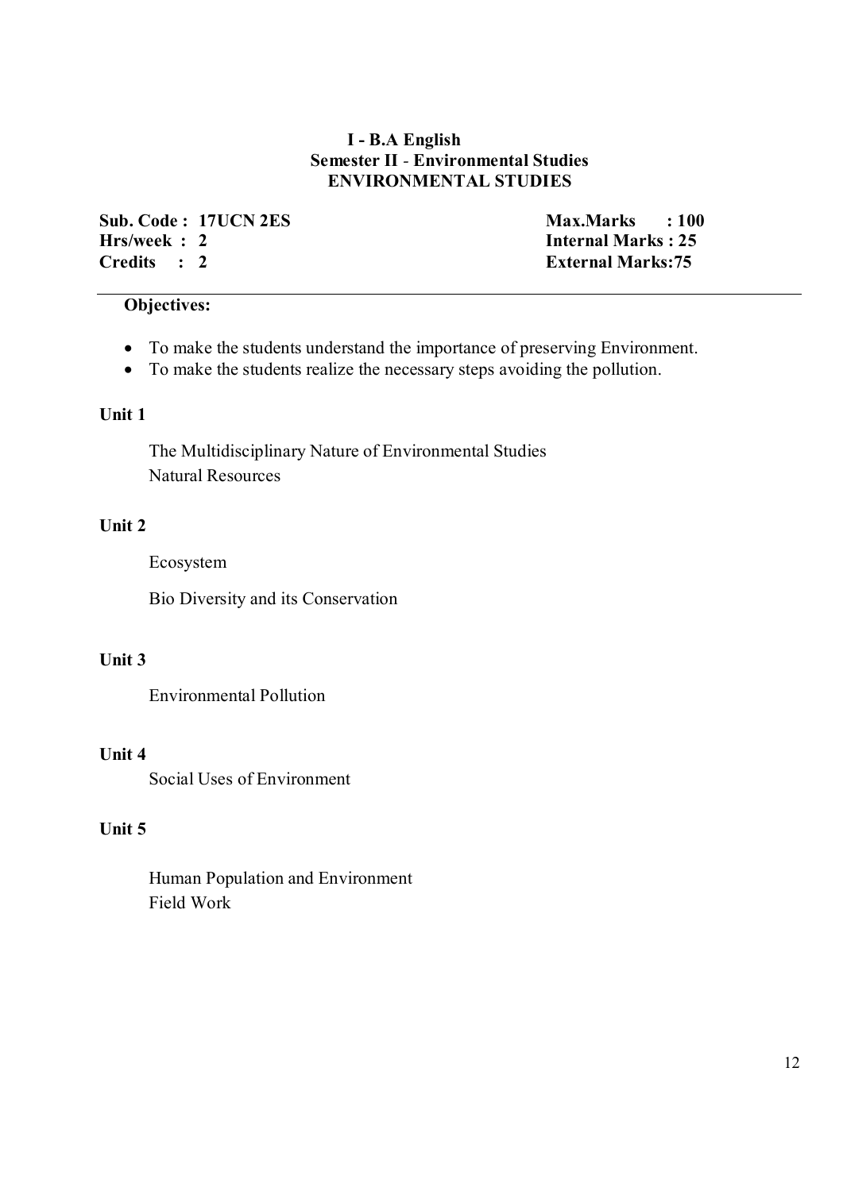**I - B.A English**
**Semester II - Environmental Studies**
**ENVIRONMENTAL STUDIES**

| | |
|---|---|
| **Sub. Code : 17UCN 2ES** | **Max.Marks : 100** |
| **Hrs/week : 2** | **Internal Marks : 25** |
| **Credits : 2** | **External Marks:75** |

---

**Objectives:**

- To make the students understand the importance of preserving Environment.
- To make the students realize the necessary steps avoiding the pollution.

**Unit 1**

The Multidisciplinary Nature of Environmental Studies
Natural Resources

**Unit 2**

Ecosystem

Bio Diversity and its Conservation

**Unit 3**

Environmental Pollution

**Unit 4**

Social Uses of Environment

**Unit 5**

Human Population and Environment
Field Work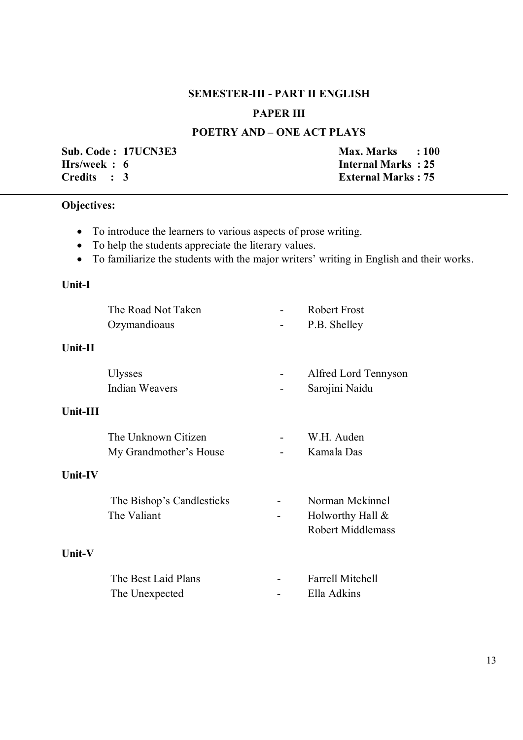## SEMESTER-III - PART II ENGLISH

## PAPER III

## POETRY AND – ONE ACT PLAYS

| | |
|---|---|
| **Sub. Code : 17UCN3E3** | **Max. Marks : 100** |
| **Hrs/week : 6** | **Internal Marks : 25** |
| **Credits : 3** | **External Marks : 75** |

---

**Objectives:**

- To introduce the learners to various aspects of prose writing.
- To help the students appreciate the literary values.
- To familiarize the students with the major writers' writing in English and their works.

**Unit-I**

| | | |
|---|---|---|
| The Road Not Taken | - | Robert Frost |
| Ozymandioaus | - | P.B. Shelley |

**Unit-II**

| | | |
|---|---|---|
| Ulysses | - | Alfred Lord Tennyson |
| Indian Weavers | - | Sarojini Naidu |

**Unit-III**

| | | |
|---|---|---|
| The Unknown Citizen | - | W.H. Auden |
| My Grandmother's House | - | Kamala Das |

**Unit-IV**

| | | |
|---|---|---|
| The Bishop's Candlesticks | - | Norman Mckinnel |
| The Valiant | - | Holworthy Hall & Robert Middlemass |

**Unit-V**

| | | |
|---|---|---|
| The Best Laid Plans | - | Farrell Mitchell |
| The Unexpected | - | Ella Adkins |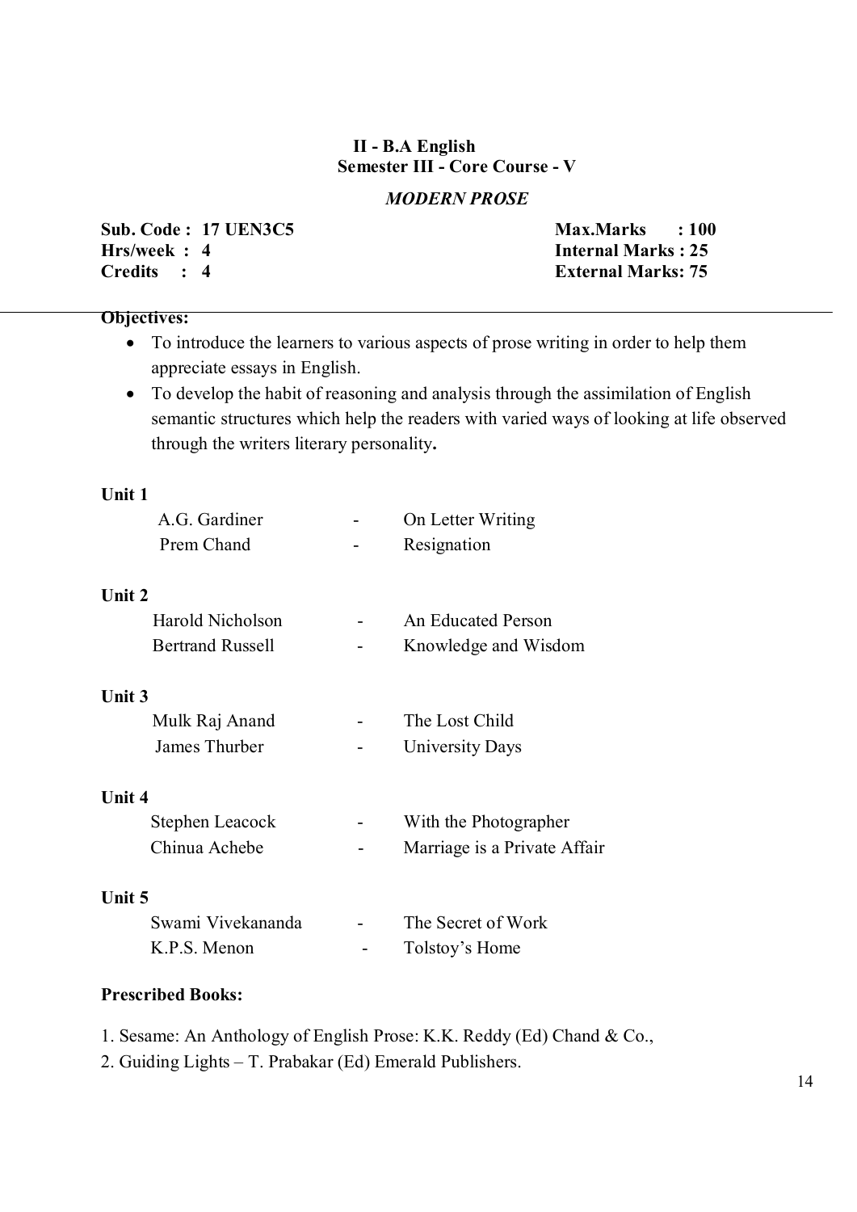**II - B.A English**
**Semester III - Core Course - V**

## *MODERN PROSE*

| | |
|---|---|
| **Sub. Code : 17 UEN3C5** | **Max.Marks : 100** |
| **Hrs/week : 4** | **Internal Marks : 25** |
| **Credits : 4** | **External Marks: 75** |

**Objectives:**

- To introduce the learners to various aspects of prose writing in order to help them appreciate essays in English.
- To develop the habit of reasoning and analysis through the assimilation of English semantic structures which help the readers with varied ways of looking at life observed through the writers literary personality**.**

**Unit 1**

A.G. Gardiner - On Letter Writing
Prem Chand - Resignation

**Unit 2**

Harold Nicholson - An Educated Person
Bertrand Russell - Knowledge and Wisdom

**Unit 3**

Mulk Raj Anand - The Lost Child
James Thurber - University Days

**Unit 4**

Stephen Leacock - With the Photographer
Chinua Achebe - Marriage is a Private Affair

**Unit 5**

Swami Vivekananda - The Secret of Work
K.P.S. Menon - Tolstoy's Home

**Prescribed Books:**

1. Sesame: An Anthology of English Prose: K.K. Reddy (Ed) Chand & Co.,
2. Guiding Lights – T. Prabakar (Ed) Emerald Publishers.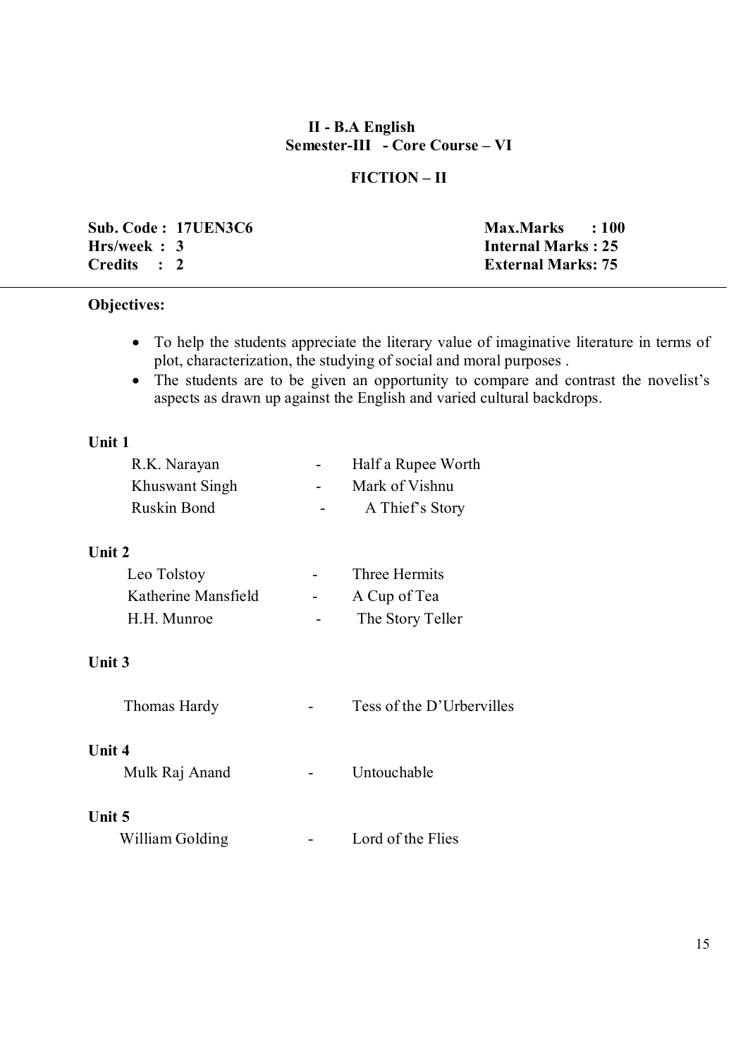## II - B.A English
### Semester-III - Core Course – VI

### FICTION – II

| | |
|---|---|
| **Sub. Code : 17UEN3C6** | **Max.Marks : 100** |
| **Hrs/week : 3** | **Internal Marks : 25** |
| **Credits : 2** | **External Marks: 75** |

---

**Objectives:**

- To help the students appreciate the literary value of imaginative literature in terms of plot, characterization, the studying of social and moral purposes .
- The students are to be given an opportunity to compare and contrast the novelist's aspects as drawn up against the English and varied cultural backdrops.

**Unit 1**

R.K. Narayan - Half a Rupee Worth
Khuswant Singh - Mark of Vishnu
Ruskin Bond - A Thief's Story

**Unit 2**

Leo Tolstoy - Three Hermits
Katherine Mansfield - A Cup of Tea
H.H. Munroe - The Story Teller

**Unit 3**

Thomas Hardy - Tess of the D'Urbervilles

**Unit 4**

Mulk Raj Anand - Untouchable

**Unit 5**

William Golding - Lord of the Flies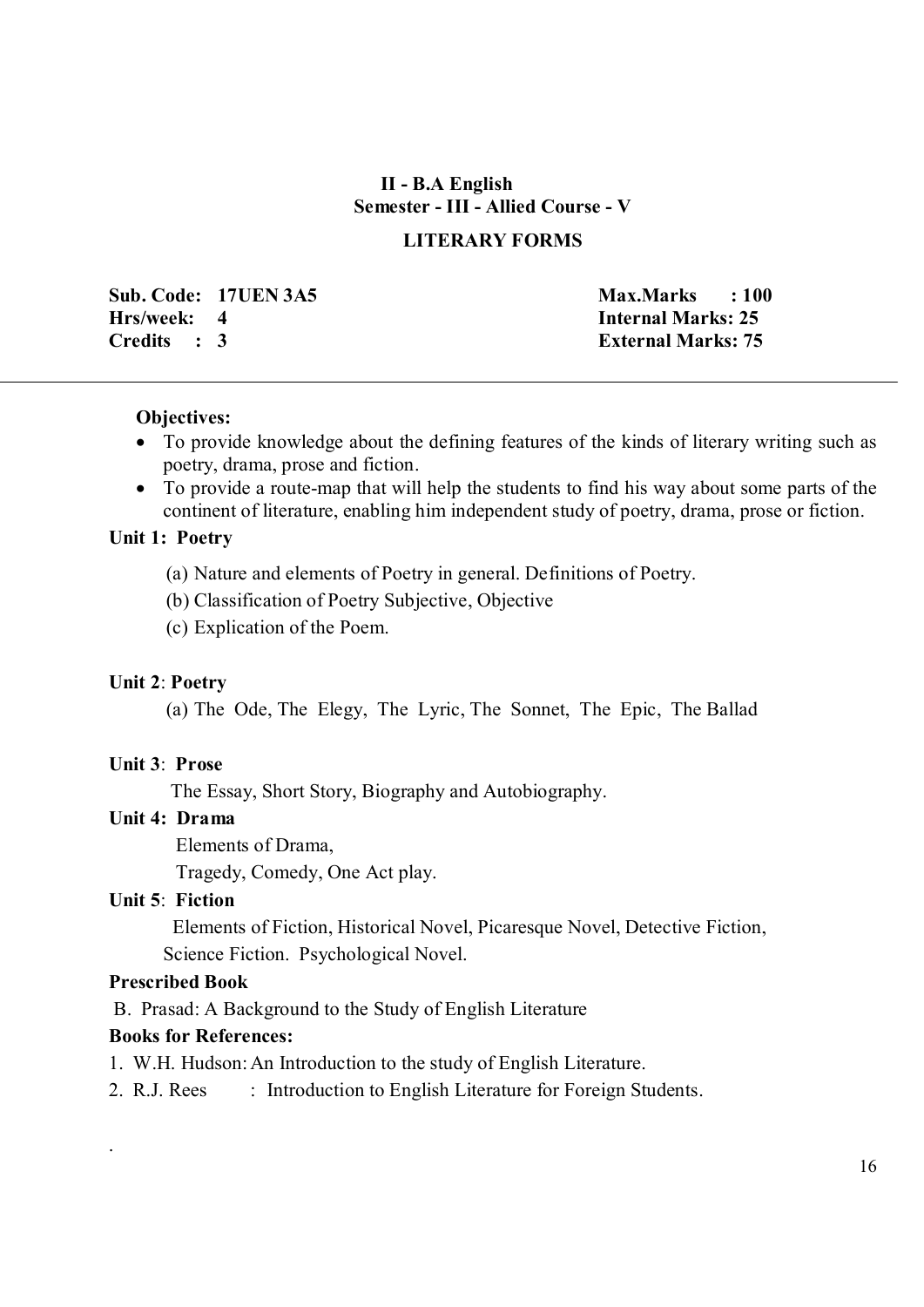**II - B.A English**

**Semester - III - Allied Course - V**

## LITERARY FORMS

| | |
|---|---|
| **Sub. Code: 17UEN 3A5** | **Max.Marks : 100** |
| **Hrs/week: 4** | **Internal Marks: 25** |
| **Credits : 3** | **External Marks: 75** |

---

**Objectives:**

- To provide knowledge about the defining features of the kinds of literary writing such as poetry, drama, prose and fiction.
- To provide a route-map that will help the students to find his way about some parts of the continent of literature, enabling him independent study of poetry, drama, prose or fiction.

**Unit 1: Poetry**

(a) Nature and elements of Poetry in general. Definitions of Poetry.

(b) Classification of Poetry Subjective, Objective

(c) Explication of the Poem.

**Unit 2**: **Poetry**

(a) The Ode, The Elegy, The Lyric, The Sonnet, The Epic, The Ballad

**Unit 3**: **Prose**

The Essay, Short Story, Biography and Autobiography.

**Unit 4: Drama**

Elements of Drama,

Tragedy, Comedy, One Act play.

**Unit 5**: **Fiction**

Elements of Fiction, Historical Novel, Picaresque Novel, Detective Fiction, Science Fiction. Psychological Novel.

**Prescribed Book**

B. Prasad: A Background to the Study of English Literature

**Books for References:**

1. W.H. Hudson: An Introduction to the study of English Literature.
2. R.J. Rees : Introduction to English Literature for Foreign Students.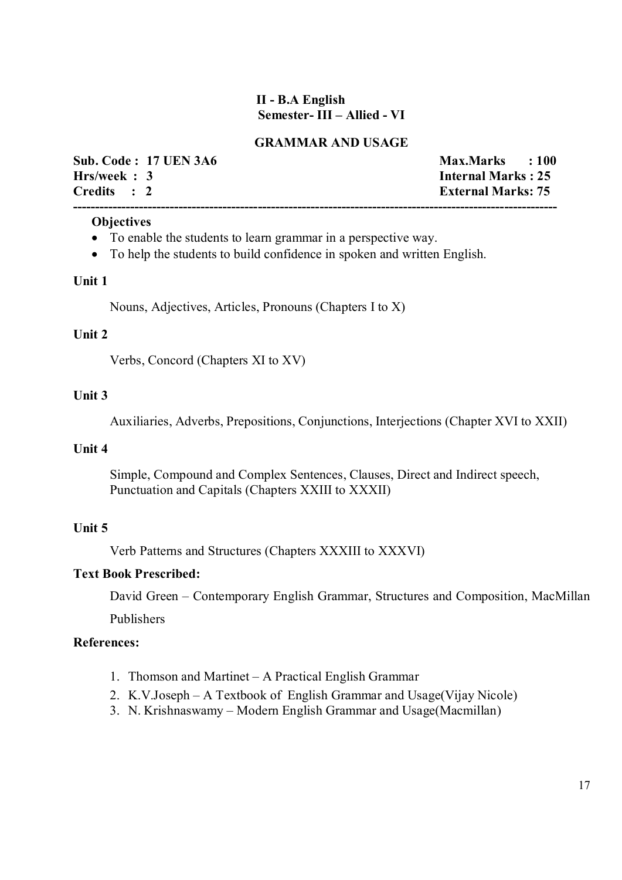## II - B.A English
### Semester- III – Allied - VI

### GRAMMAR AND USAGE

| | |
|---|---|
| **Sub. Code : 17 UEN 3A6** | **Max.Marks : 100** |
| **Hrs/week : 3** | **Internal Marks : 25** |
| **Credits : 2** | **External Marks: 75** |

---

**Objectives**

- To enable the students to learn grammar in a perspective way.
- To help the students to build confidence in spoken and written English.

**Unit 1**

Nouns, Adjectives, Articles, Pronouns (Chapters I to X)

**Unit 2**

Verbs, Concord (Chapters XI to XV)

**Unit 3**

Auxiliaries, Adverbs, Prepositions, Conjunctions, Interjections (Chapter XVI to XXII)

**Unit 4**

Simple, Compound and Complex Sentences, Clauses, Direct and Indirect speech, Punctuation and Capitals (Chapters XXIII to XXXII)

**Unit 5**

Verb Patterns and Structures (Chapters XXXIII to XXXVI)

**Text Book Prescribed:**

David Green – Contemporary English Grammar, Structures and Composition, MacMillan Publishers

**References:**

1. Thomson and Martinet – A Practical English Grammar
2. K.V.Joseph – A Textbook of English Grammar and Usage(Vijay Nicole)
3. N. Krishnaswamy – Modern English Grammar and Usage(Macmillan)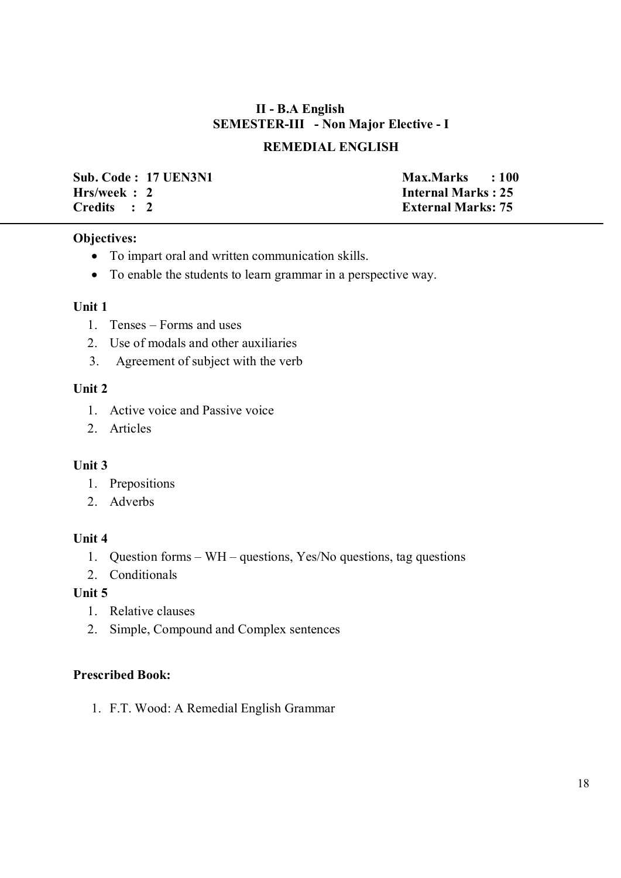## II - B.A English
## SEMESTER-III - Non Major Elective - I

### REMEDIAL ENGLISH

| | |
|---|---|
| **Sub. Code : 17 UEN3N1** | **Max.Marks : 100** |
| **Hrs/week : 2** | **Internal Marks : 25** |
| **Credits : 2** | **External Marks: 75** |

**Objectives:**

- To impart oral and written communication skills.
- To enable the students to learn grammar in a perspective way.

**Unit 1**

1. Tenses – Forms and uses
2. Use of modals and other auxiliaries
3. Agreement of subject with the verb

**Unit 2**

1. Active voice and Passive voice
2. Articles

**Unit 3**

1. Prepositions
2. Adverbs

**Unit 4**

1. Question forms – WH – questions, Yes/No questions, tag questions
2. Conditionals

**Unit 5**

1. Relative clauses
2. Simple, Compound and Complex sentences

**Prescribed Book:**

1. F.T. Wood: A Remedial English Grammar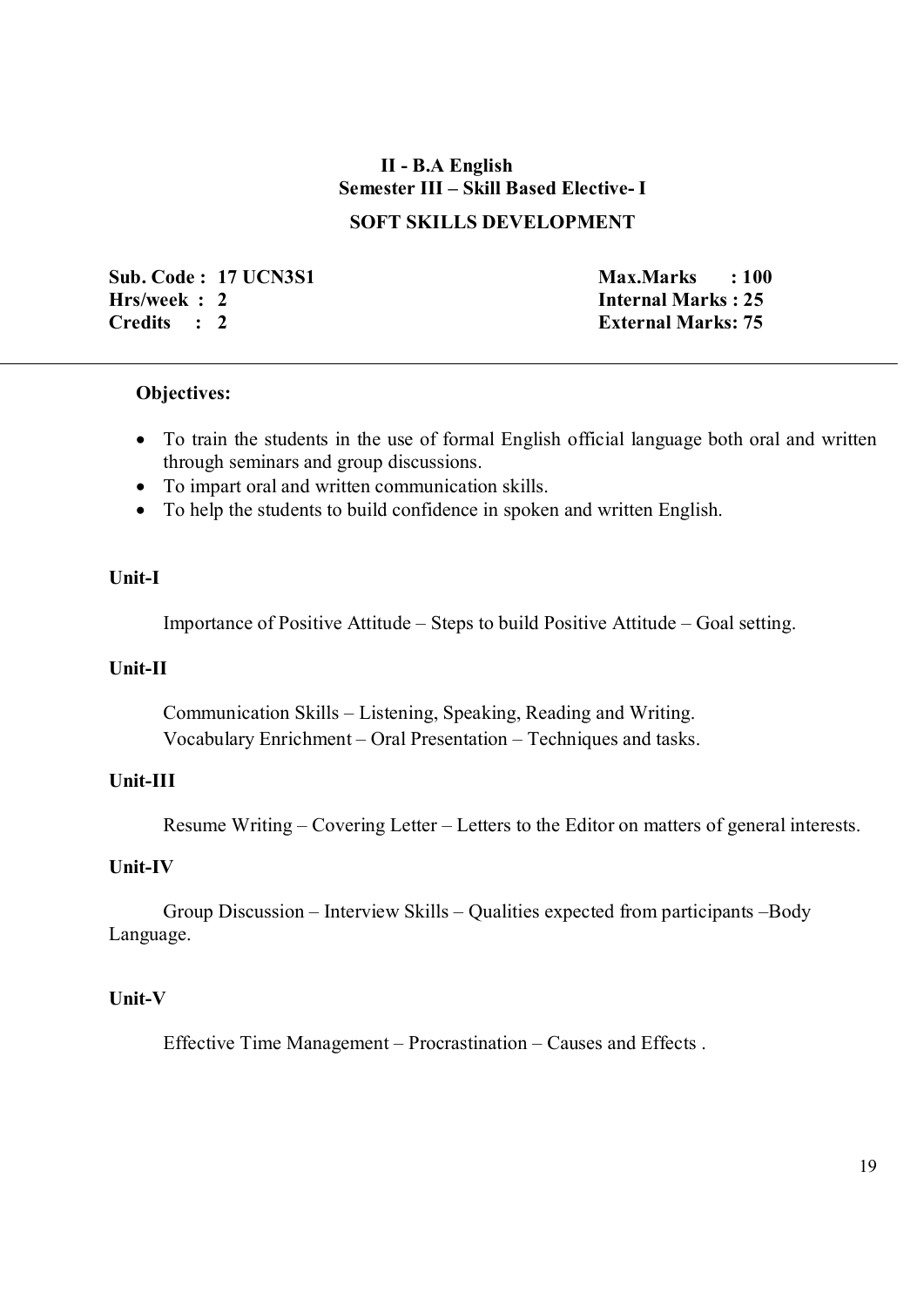## II - B.A English
### Semester III – Skill Based Elective- I

### SOFT SKILLS DEVELOPMENT

| | |
|---|---|
| **Sub. Code : 17 UCN3S1** | **Max.Marks : 100** |
| **Hrs/week : 2** | **Internal Marks : 25** |
| **Credits : 2** | **External Marks: 75** |

---

**Objectives:**

- To train the students in the use of formal English official language both oral and written through seminars and group discussions.
- To impart oral and written communication skills.
- To help the students to build confidence in spoken and written English.

**Unit-I**

Importance of Positive Attitude – Steps to build Positive Attitude – Goal setting.

**Unit-II**

Communication Skills – Listening, Speaking, Reading and Writing.
Vocabulary Enrichment – Oral Presentation – Techniques and tasks.

**Unit-III**

Resume Writing – Covering Letter – Letters to the Editor on matters of general interests.

**Unit-IV**

Group Discussion – Interview Skills – Qualities expected from participants –Body Language.

**Unit-V**

Effective Time Management – Procrastination – Causes and Effects .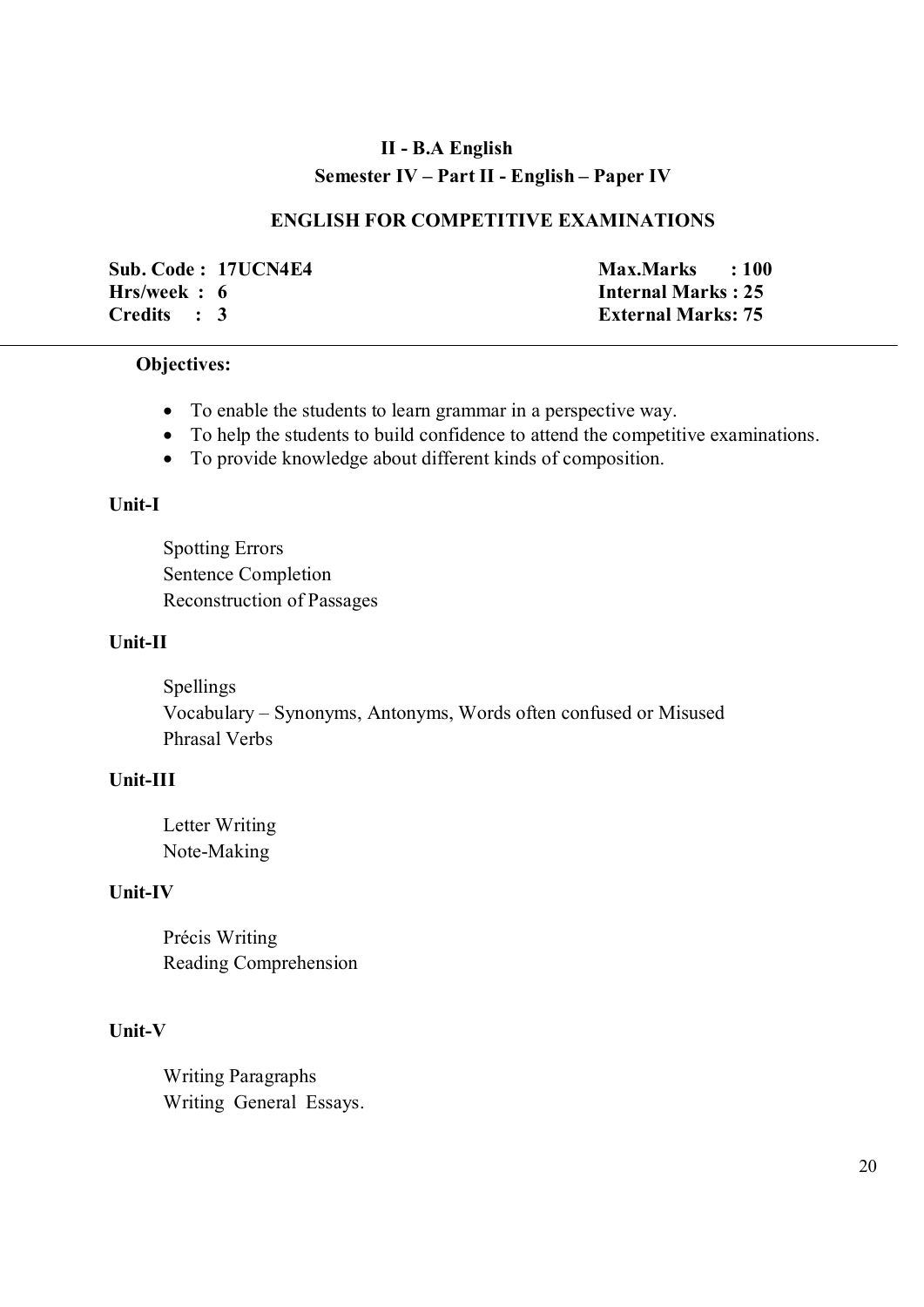## II - B.A English

### Semester IV – Part II - English – Paper IV

### ENGLISH FOR COMPETITIVE EXAMINATIONS

| | |
|---|---|
| **Sub. Code : 17UCN4E4** | **Max.Marks : 100** |
| **Hrs/week : 6** | **Internal Marks : 25** |
| **Credits : 3** | **External Marks: 75** |

---

**Objectives:**

- To enable the students to learn grammar in a perspective way.
- To help the students to build confidence to attend the competitive examinations.
- To provide knowledge about different kinds of composition.

**Unit-I**

Spotting Errors
Sentence Completion
Reconstruction of Passages

**Unit-II**

Spellings
Vocabulary – Synonyms, Antonyms, Words often confused or Misused
Phrasal Verbs

**Unit-III**

Letter Writing
Note-Making

**Unit-IV**

Précis Writing
Reading Comprehension

**Unit-V**

Writing Paragraphs
Writing General Essays.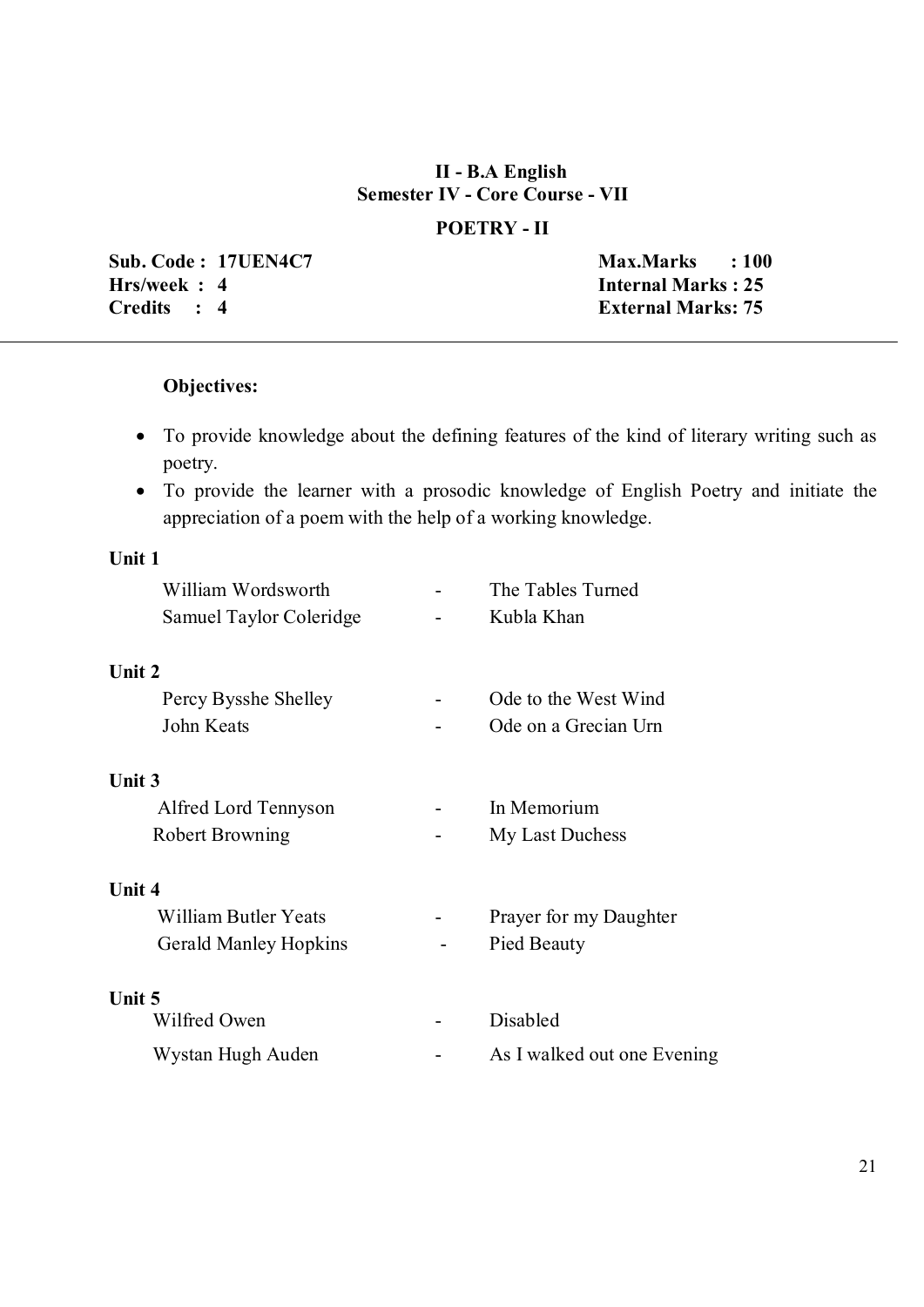**II - B.A English**
**Semester IV - Core Course - VII**

**POETRY - II**

**Sub. Code : 17UEN4C7**
**Hrs/week : 4**
**Credits : 4**

**Max.Marks : 100**
**Internal Marks : 25**
**External Marks: 75**

---

**Objectives:**

- To provide knowledge about the defining features of the kind of literary writing such as poetry.
- To provide the learner with a prosodic knowledge of English Poetry and initiate the appreciation of a poem with the help of a working knowledge.

**Unit 1**

William Wordsworth - The Tables Turned
Samuel Taylor Coleridge - Kubla Khan

**Unit 2**

Percy Bysshe Shelley - Ode to the West Wind
John Keats - Ode on a Grecian Urn

**Unit 3**

Alfred Lord Tennyson - In Memorium
Robert Browning - My Last Duchess

**Unit 4**

William Butler Yeats - Prayer for my Daughter
Gerald Manley Hopkins - Pied Beauty

**Unit 5**

Wilfred Owen - Disabled
Wystan Hugh Auden - As I walked out one Evening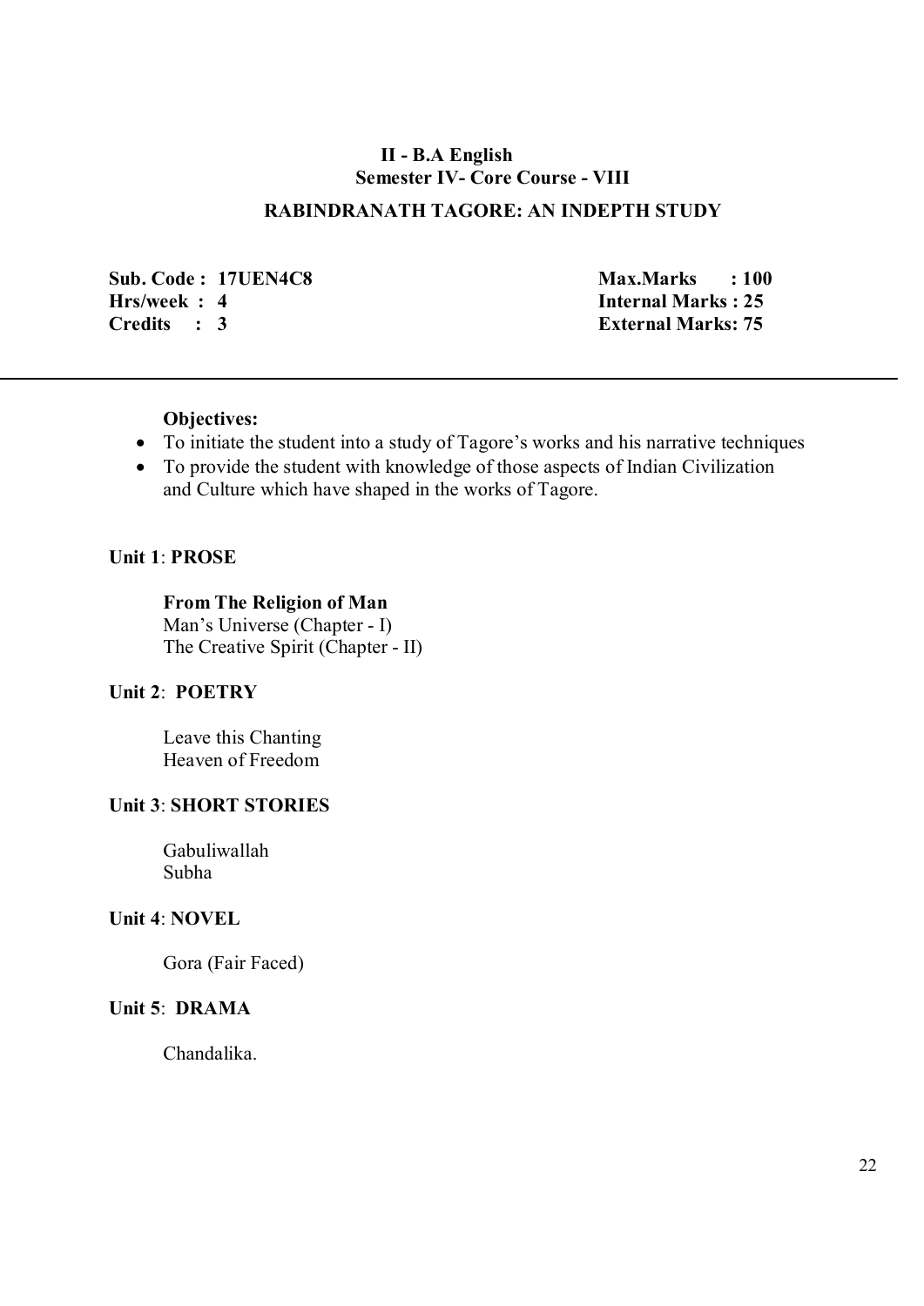## II - B.A English
### Semester IV- Core Course - VIII
### RABINDRANATH TAGORE: AN INDEPTH STUDY

| | |
|---|---|
| **Sub. Code : 17UEN4C8** | **Max.Marks : 100** |
| **Hrs/week : 4** | **Internal Marks : 25** |
| **Credits : 3** | **External Marks: 75** |

---

**Objectives:**

- To initiate the student into a study of Tagore's works and his narrative techniques
- To provide the student with knowledge of those aspects of Indian Civilization and Culture which have shaped in the works of Tagore.

**Unit 1**: **PROSE**

**From The Religion of Man**
Man's Universe (Chapter - I)
The Creative Spirit (Chapter - II)

**Unit 2**: **POETRY**

Leave this Chanting
Heaven of Freedom

**Unit 3**: **SHORT STORIES**

Gabuliwallah
Subha

**Unit 4**: **NOVEL**

Gora (Fair Faced)

**Unit 5**: **DRAMA**

Chandalika.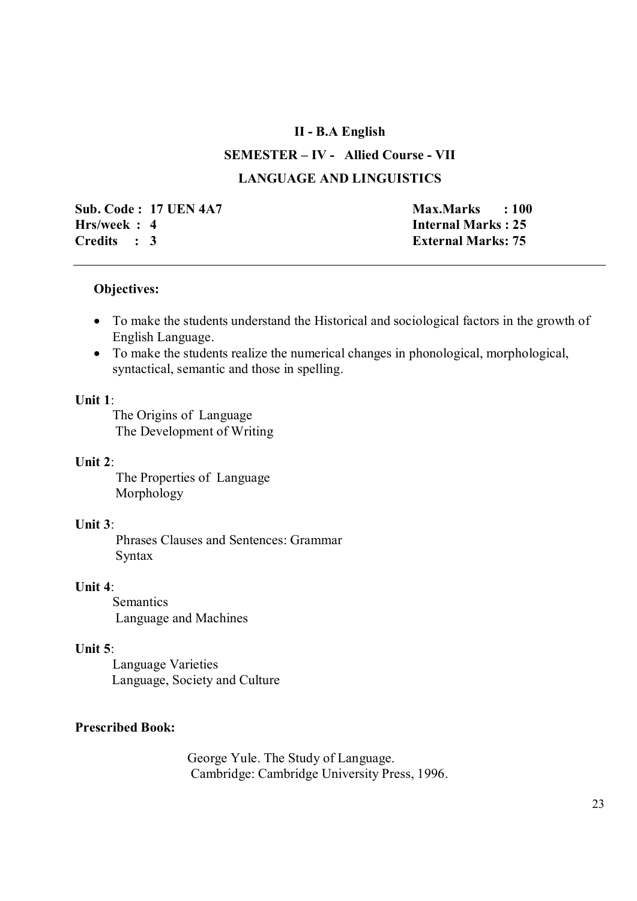# II - B.A English

## SEMESTER – IV - Allied Course - VII

## LANGUAGE AND LINGUISTICS

| | |
|---|---|
| **Sub. Code : 17 UEN 4A7** | **Max.Marks : 100** |
| **Hrs/week : 4** | **Internal Marks : 25** |
| **Credits : 3** | **External Marks: 75** |

---

**Objectives:**

- To make the students understand the Historical and sociological factors in the growth of English Language.
- To make the students realize the numerical changes in phonological, morphological, syntactical, semantic and those in spelling.

**Unit 1**:

The Origins of Language
The Development of Writing

**Unit 2**:

The Properties of Language
Morphology

**Unit 3**:

Phrases Clauses and Sentences: Grammar
Syntax

**Unit 4**:

Semantics
Language and Machines

**Unit 5**:

Language Varieties
Language, Society and Culture

**Prescribed Book:**

George Yule. The Study of Language.
Cambridge: Cambridge University Press, 1996.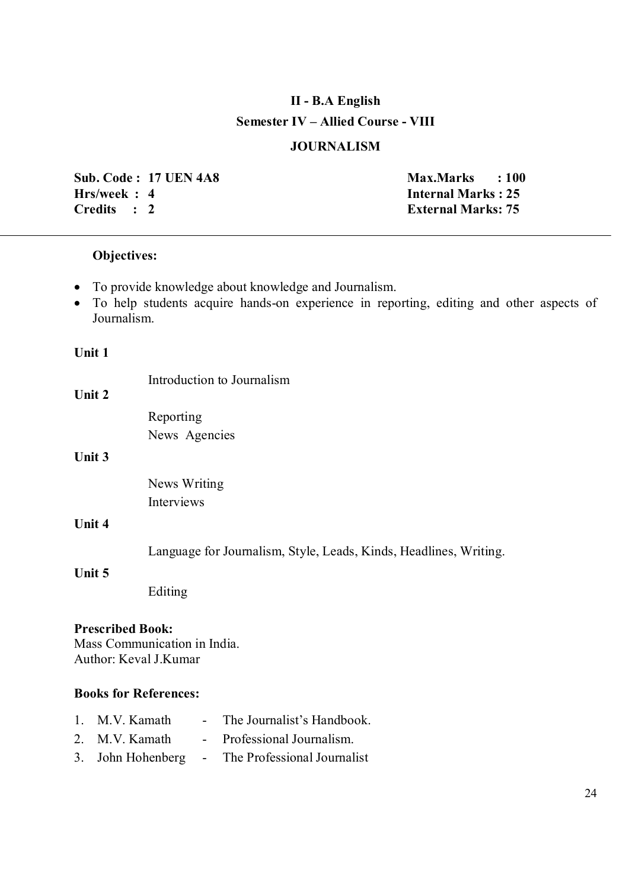## II - B.A English

### Semester IV – Allied Course - VIII

### JOURNALISM

**Sub. Code : 17 UEN 4A8**
**Hrs/week : 4**
**Credits : 2**

**Max.Marks : 100**
**Internal Marks : 25**
**External Marks: 75**

---

**Objectives:**

- To provide knowledge about knowledge and Journalism.
- To help students acquire hands-on experience in reporting, editing and other aspects of Journalism.

**Unit 1**

Introduction to Journalism

**Unit 2**

Reporting
News Agencies

**Unit 3**

News Writing
Interviews

**Unit 4**

Language for Journalism, Style, Leads, Kinds, Headlines, Writing.

**Unit 5**

Editing

**Prescribed Book:**
Mass Communication in India.
Author: Keval J.Kumar

**Books for References:**

1. M.V. Kamath - The Journalist's Handbook.
2. M.V. Kamath - Professional Journalism.
3. John Hohenberg - The Professional Journalist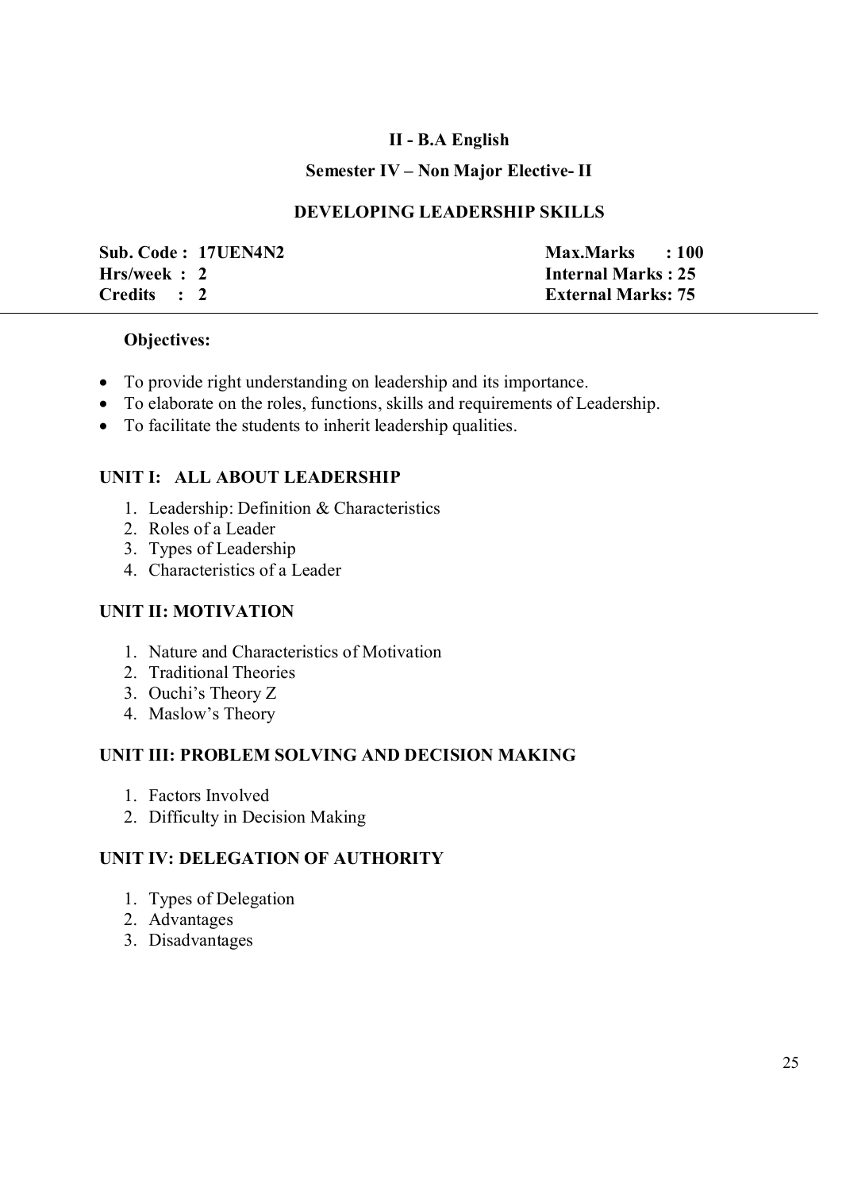**II - B.A English**

**Semester IV – Non Major Elective- II**

**DEVELOPING LEADERSHIP SKILLS**

| | |
|---|---|
| **Sub. Code : 17UEN4N2** | **Max.Marks : 100** |
| **Hrs/week : 2** | **Internal Marks : 25** |
| **Credits : 2** | **External Marks: 75** |

**Objectives:**

- To provide right understanding on leadership and its importance.
- To elaborate on the roles, functions, skills and requirements of Leadership.
- To facilitate the students to inherit leadership qualities.

**UNIT I: ALL ABOUT LEADERSHIP**

1. Leadership: Definition & Characteristics
2. Roles of a Leader
3. Types of Leadership
4. Characteristics of a Leader

**UNIT II: MOTIVATION**

1. Nature and Characteristics of Motivation
2. Traditional Theories
3. Ouchi's Theory Z
4. Maslow's Theory

**UNIT III: PROBLEM SOLVING AND DECISION MAKING**

1. Factors Involved
2. Difficulty in Decision Making

**UNIT IV: DELEGATION OF AUTHORITY**

1. Types of Delegation
2. Advantages
3. Disadvantages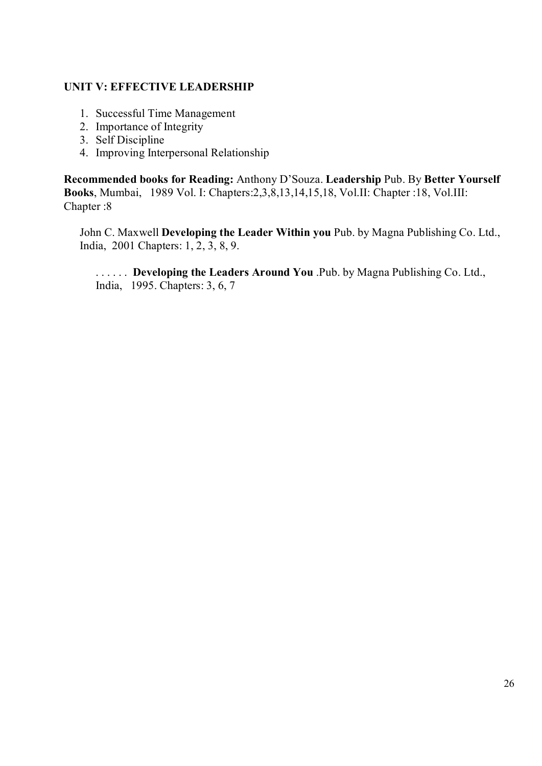**UNIT V: EFFECTIVE LEADERSHIP**

1. Successful Time Management
2. Importance of Integrity
3. Self Discipline
4. Improving Interpersonal Relationship

**Recommended books for Reading:** Anthony D'Souza. **Leadership** Pub. By **Better Yourself Books**, Mumbai, 1989 Vol. I: Chapters:2,3,8,13,14,15,18, Vol.II: Chapter :18, Vol.III: Chapter :8

John C. Maxwell **Developing the Leader Within you** Pub. by Magna Publishing Co. Ltd., India, 2001 Chapters: 1, 2, 3, 8, 9.

. . . . . . **Developing the Leaders Around You** .Pub. by Magna Publishing Co. Ltd., India, 1995. Chapters: 3, 6, 7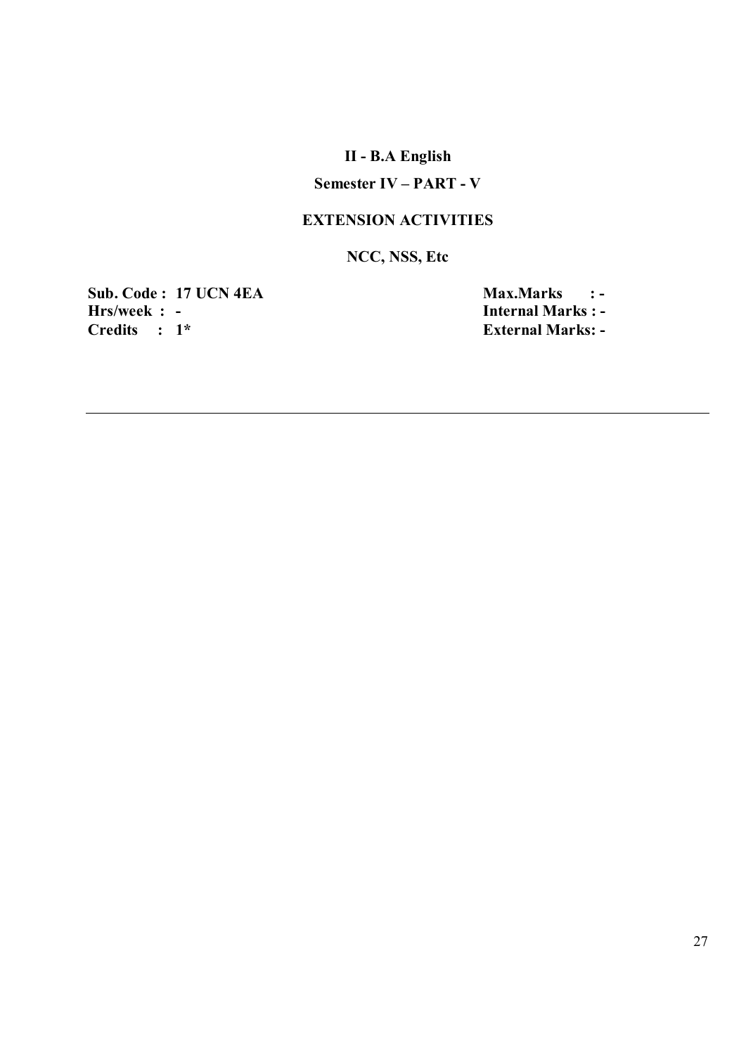## II - B.A English

### Semester IV – PART - V

### EXTENSION ACTIVITIES

### NCC, NSS, Etc

**Sub. Code : 17 UCN 4EA**
**Hrs/week : -**
**Credits : 1***

**Max.Marks : -**
**Internal Marks : -**
**External Marks: -**

---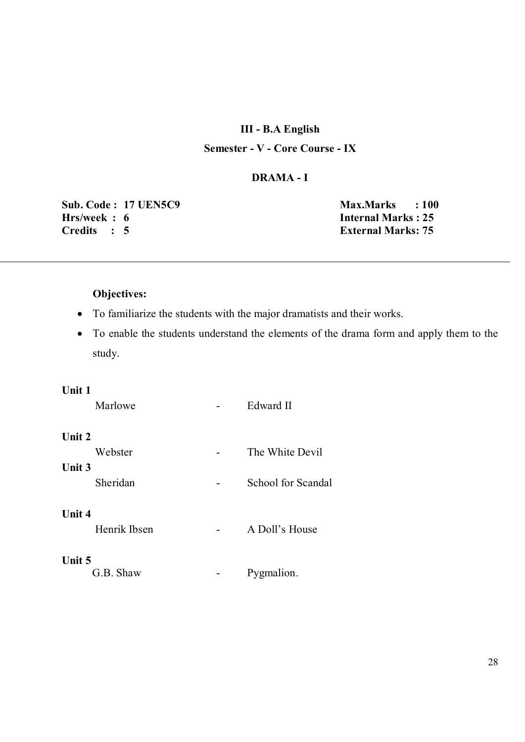**III - B.A English**

**Semester - V - Core Course - IX**

**DRAMA - I**

| | |
|---|---|
| **Sub. Code : 17 UEN5C9** | **Max.Marks : 100** |
| **Hrs/week : 6** | **Internal Marks : 25** |
| **Credits : 5** | **External Marks: 75** |

---

**Objectives:**

- To familiarize the students with the major dramatists and their works.
- To enable the students understand the elements of the drama form and apply them to the study.

**Unit 1**

Marlowe - Edward II

**Unit 2**

Webster - The White Devil

**Unit 3**

Sheridan - School for Scandal

**Unit 4**

Henrik Ibsen - A Doll's House

**Unit 5**

G.B. Shaw - Pygmalion.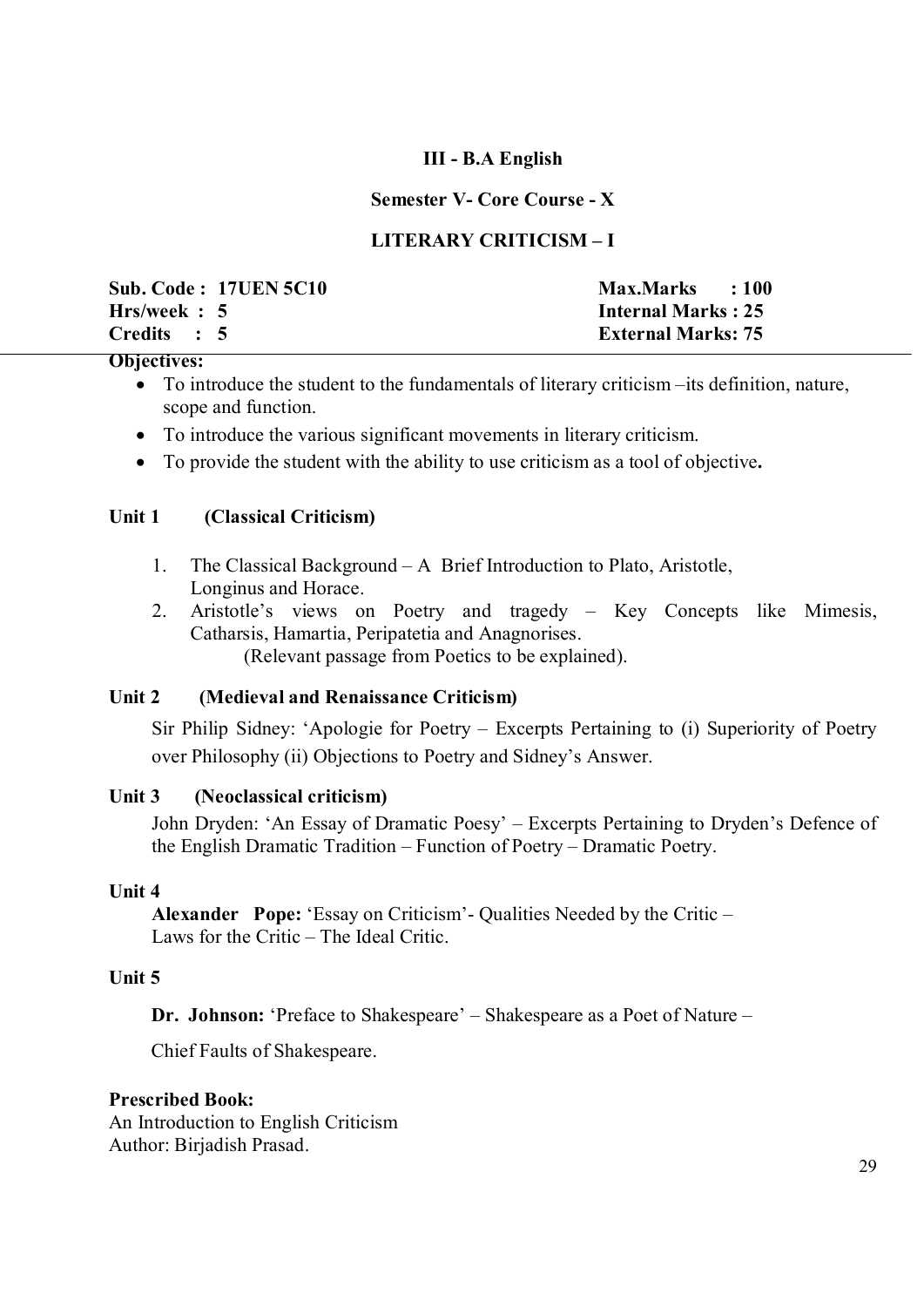**III - B.A English**

**Semester V- Core Course - X**

**LITERARY CRITICISM – I**

| | |
|---|---|
| **Sub. Code : 17UEN 5C10** | **Max.Marks : 100** |
| **Hrs/week : 5** | **Internal Marks : 25** |
| **Credits : 5** | **External Marks: 75** |

**Objectives:**

- To introduce the student to the fundamentals of literary criticism –its definition, nature, scope and function.
- To introduce the various significant movements in literary criticism.
- To provide the student with the ability to use criticism as a tool of objective**.**

**Unit 1 (Classical Criticism)**

1. The Classical Background – A Brief Introduction to Plato, Aristotle, Longinus and Horace.
2. Aristotle's views on Poetry and tragedy – Key Concepts like Mimesis, Catharsis, Hamartia, Peripatetia and Anagnorises.
   (Relevant passage from Poetics to be explained).

**Unit 2 (Medieval and Renaissance Criticism)**

Sir Philip Sidney: 'Apologie for Poetry – Excerpts Pertaining to (i) Superiority of Poetry over Philosophy (ii) Objections to Poetry and Sidney's Answer.

**Unit 3 (Neoclassical criticism)**

John Dryden: 'An Essay of Dramatic Poesy' – Excerpts Pertaining to Dryden's Defence of the English Dramatic Tradition – Function of Poetry – Dramatic Poetry.

**Unit 4**

**Alexander Pope:** 'Essay on Criticism'- Qualities Needed by the Critic – Laws for the Critic – The Ideal Critic.

**Unit 5**

**Dr. Johnson:** 'Preface to Shakespeare' – Shakespeare as a Poet of Nature –

Chief Faults of Shakespeare.

**Prescribed Book:**
An Introduction to English Criticism
Author: Birjadish Prasad.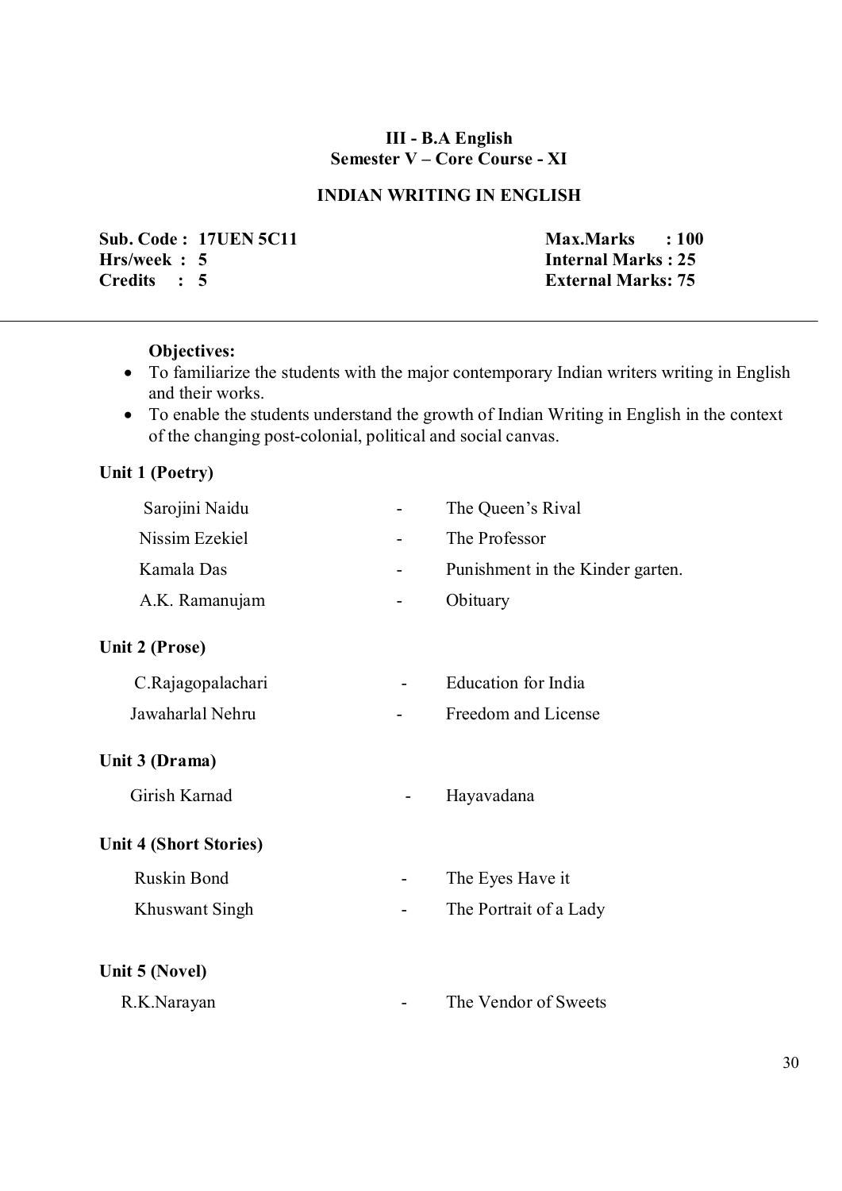**III - B.A English**
**Semester V – Core Course - XI**

## INDIAN WRITING IN ENGLISH

| | |
|---|---|
| **Sub. Code : 17UEN 5C11** | **Max.Marks : 100** |
| **Hrs/week : 5** | **Internal Marks : 25** |
| **Credits : 5** | **External Marks: 75** |

---

**Objectives:**

- To familiarize the students with the major contemporary Indian writers writing in English and their works.
- To enable the students understand the growth of Indian Writing in English in the context of the changing post-colonial, political and social canvas.

### Unit 1 (Poetry)

| | | |
|---|---|---|
| Sarojini Naidu | - | The Queen's Rival |
| Nissim Ezekiel | - | The Professor |
| Kamala Das | - | Punishment in the Kinder garten. |
| A.K. Ramanujam | - | Obituary |

### Unit 2 (Prose)

| | | |
|---|---|---|
| C.Rajagopalachari | - | Education for India |
| Jawaharlal Nehru | - | Freedom and License |

### Unit 3 (Drama)

| | | |
|---|---|---|
| Girish Karnad | - | Hayavadana |

### Unit 4 (Short Stories)

| | | |
|---|---|---|
| Ruskin Bond | - | The Eyes Have it |
| Khuswant Singh | - | The Portrait of a Lady |

### Unit 5 (Novel)

| | | |
|---|---|---|
| R.K.Narayan | - | The Vendor of Sweets |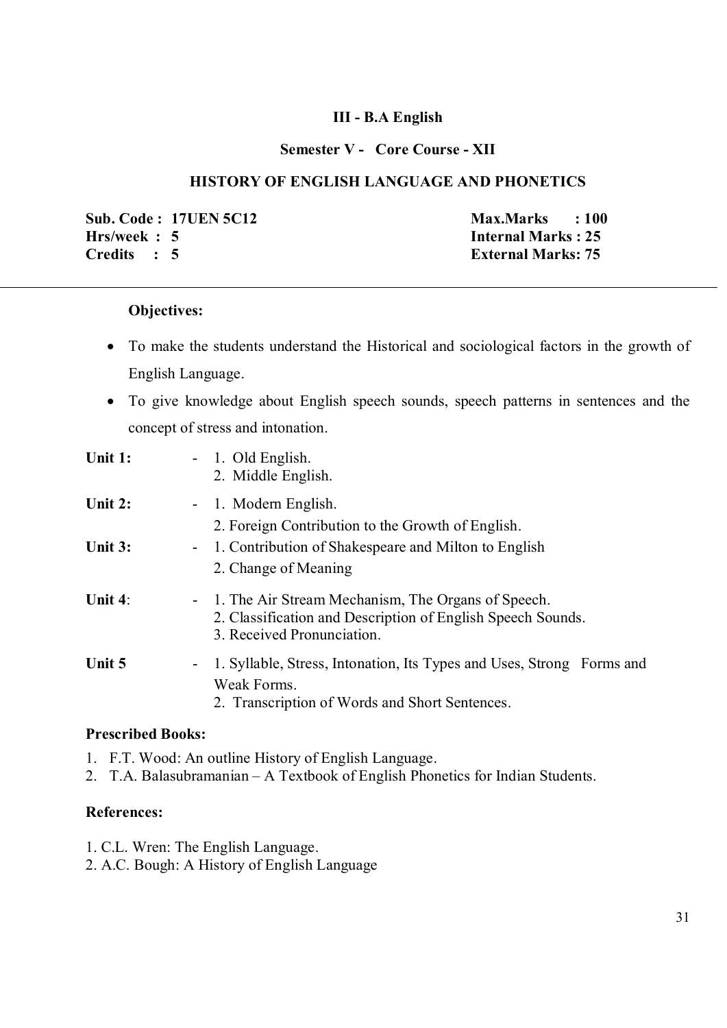**III - B.A English**

**Semester V - Core Course - XII**

## HISTORY OF ENGLISH LANGUAGE AND PHONETICS

| | |
|---|---|
| **Sub. Code : 17UEN 5C12** | **Max.Marks : 100** |
| **Hrs/week : 5** | **Internal Marks : 25** |
| **Credits : 5** | **External Marks: 75** |

---

**Objectives:**

- To make the students understand the Historical and sociological factors in the growth of English Language.
- To give knowledge about English speech sounds, speech patterns in sentences and the concept of stress and intonation.

**Unit 1:** -
1. Old English.
2. Middle English.

**Unit 2:** -
1. Modern English.
2. Foreign Contribution to the Growth of English.

**Unit 3:** -
1. Contribution of Shakespeare and Milton to English
2. Change of Meaning

**Unit 4**: -
1. The Air Stream Mechanism, The Organs of Speech.
2. Classification and Description of English Speech Sounds.
3. Received Pronunciation.

**Unit 5** -
1. Syllable, Stress, Intonation, Its Types and Uses, Strong Forms and Weak Forms.
2. Transcription of Words and Short Sentences.

**Prescribed Books:**

1. F.T. Wood: An outline History of English Language.
2. T.A. Balasubramanian – A Textbook of English Phonetics for Indian Students.

**References:**

1. C.L. Wren: The English Language.
2. A.C. Bough: A History of English Language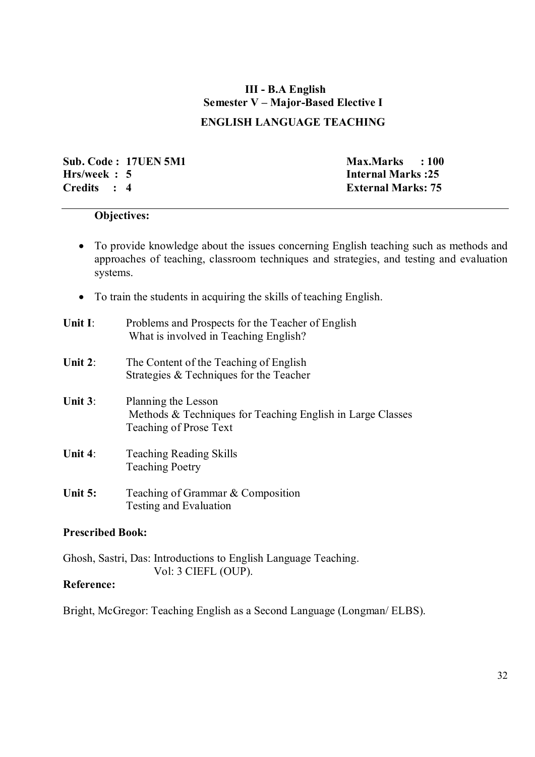**III - B.A English**
**Semester V – Major-Based Elective I**

## ENGLISH LANGUAGE TEACHING

| | |
|---|---|
| **Sub. Code : 17UEN 5M1** | **Max.Marks : 100** |
| **Hrs/week : 5** | **Internal Marks :25** |
| **Credits : 4** | **External Marks: 75** |

**Objectives:**

- To provide knowledge about the issues concerning English teaching such as methods and approaches of teaching, classroom techniques and strategies, and testing and evaluation systems.
- To train the students in acquiring the skills of teaching English.

**Unit I**: Problems and Prospects for the Teacher of English
What is involved in Teaching English?

**Unit 2**: The Content of the Teaching of English
Strategies & Techniques for the Teacher

**Unit 3**: Planning the Lesson
Methods & Techniques for Teaching English in Large Classes
Teaching of Prose Text

**Unit 4**: Teaching Reading Skills
Teaching Poetry

**Unit 5:** Teaching of Grammar & Composition
Testing and Evaluation

**Prescribed Book:**

Ghosh, Sastri, Das: Introductions to English Language Teaching.
Vol: 3 CIEFL (OUP).

**Reference:**

Bright, McGregor: Teaching English as a Second Language (Longman/ ELBS).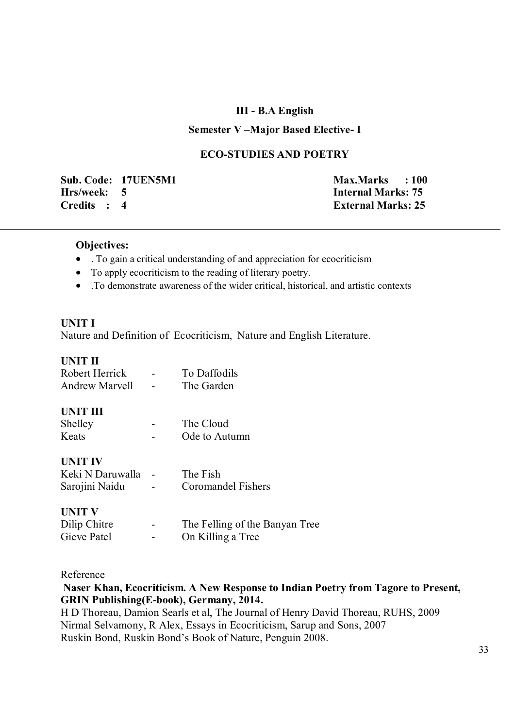## III - B.A English

### Semester V –Major Based Elective- I

### ECO-STUDIES AND POETRY

| | |
|---|---|
| **Sub. Code: 17UEN5M1** | **Max.Marks : 100** |
| **Hrs/week: 5** | **Internal Marks: 75** |
| **Credits : 4** | **External Marks: 25** |

---

**Objectives:**

- . To gain a critical understanding of and appreciation for ecocriticism
- To apply ecocriticism to the reading of literary poetry.
- .To demonstrate awareness of the wider critical, historical, and artistic contexts

**UNIT I**

Nature and Definition of Ecocriticism, Nature and English Literature.

**UNIT II**

Robert Herrick - To Daffodils
Andrew Marvell - The Garden

**UNIT III**

Shelley - The Cloud
Keats - Ode to Autumn

**UNIT IV**

Keki N Daruwalla - The Fish
Sarojini Naidu - Coromandel Fishers

**UNIT V**

Dilip Chitre - The Felling of the Banyan Tree
Gieve Patel - On Killing a Tree

Reference

**Naser Khan, Ecocriticism. A New Response to Indian Poetry from Tagore to Present, GRIN Publishing(E-book), Germany, 2014.**

H D Thoreau, Damion Searls et al, The Journal of Henry David Thoreau, RUHS, 2009

Nirmal Selvamony, R Alex, Essays in Ecocriticism, Sarup and Sons, 2007

Ruskin Bond, Ruskin Bond's Book of Nature, Penguin 2008.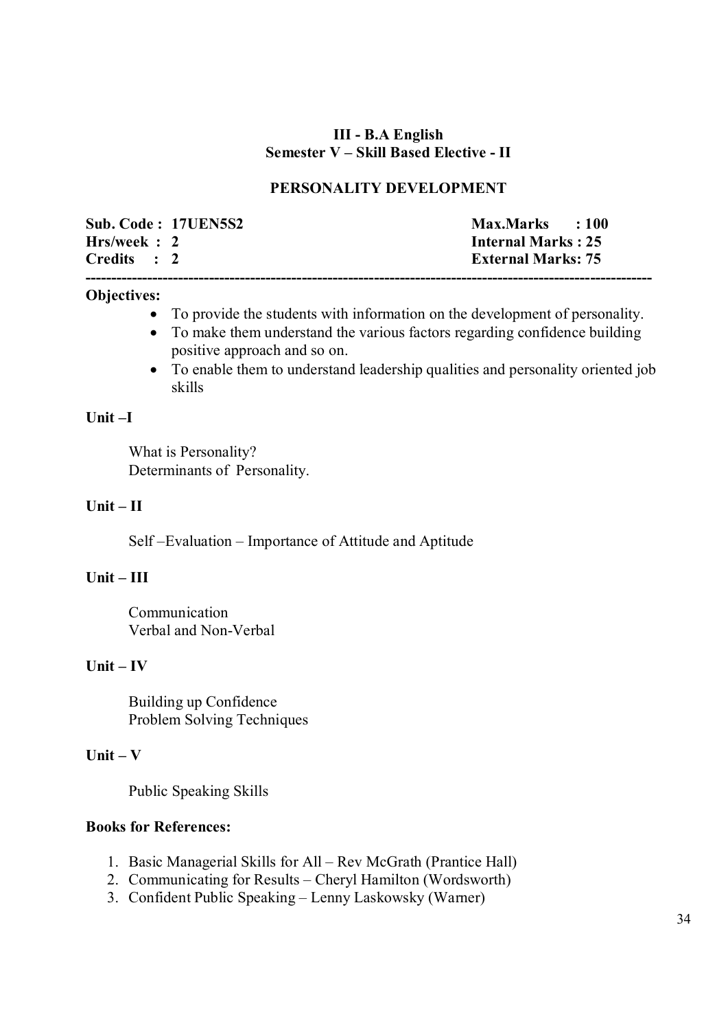**III - B.A English**
**Semester V – Skill Based Elective - II**

## PERSONALITY DEVELOPMENT

| | |
|---|---|
| **Sub. Code : 17UEN5S2** | **Max.Marks : 100** |
| **Hrs/week : 2** | **Internal Marks : 25** |
| **Credits : 2** | **External Marks: 75** |

---

**Objectives:**

- To provide the students with information on the development of personality.
- To make them understand the various factors regarding confidence building positive approach and so on.
- To enable them to understand leadership qualities and personality oriented job skills

**Unit –I**

What is Personality?
Determinants of Personality.

**Unit – II**

Self –Evaluation – Importance of Attitude and Aptitude

**Unit – III**

Communication
Verbal and Non-Verbal

**Unit – IV**

Building up Confidence
Problem Solving Techniques

**Unit – V**

Public Speaking Skills

**Books for References:**

1. Basic Managerial Skills for All – Rev McGrath (Prantice Hall)
2. Communicating for Results – Cheryl Hamilton (Wordsworth)
3. Confident Public Speaking – Lenny Laskowsky (Warner)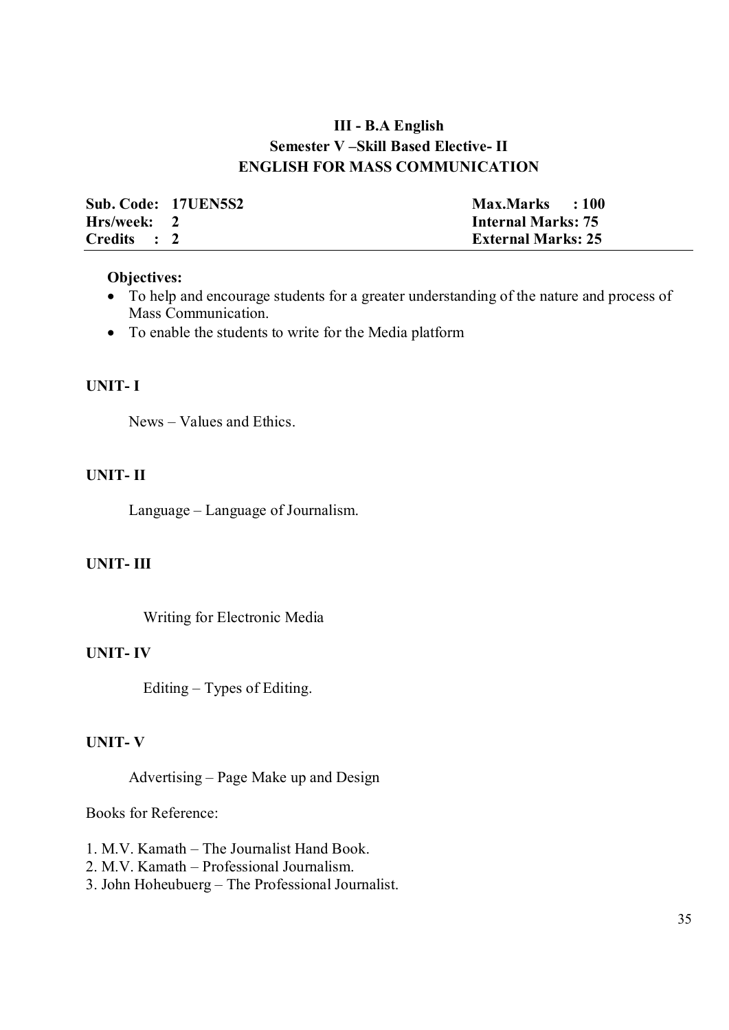# III - B.A English

## Semester V –Skill Based Elective- II

## ENGLISH FOR MASS COMMUNICATION

| | |
|---|---|
| **Sub. Code: 17UEN5S2** | **Max.Marks : 100** |
| **Hrs/week: 2** | **Internal Marks: 75** |
| **Credits : 2** | **External Marks: 25** |

**Objectives:**

- To help and encourage students for a greater understanding of the nature and process of Mass Communication.
- To enable the students to write for the Media platform

**UNIT- I**

News – Values and Ethics.

**UNIT- II**

Language – Language of Journalism.

**UNIT- III**

Writing for Electronic Media

**UNIT- IV**

Editing – Types of Editing.

**UNIT- V**

Advertising – Page Make up and Design

Books for Reference:

1. M.V. Kamath – The Journalist Hand Book.
2. M.V. Kamath – Professional Journalism.
3. John Hoheubuerg – The Professional Journalist.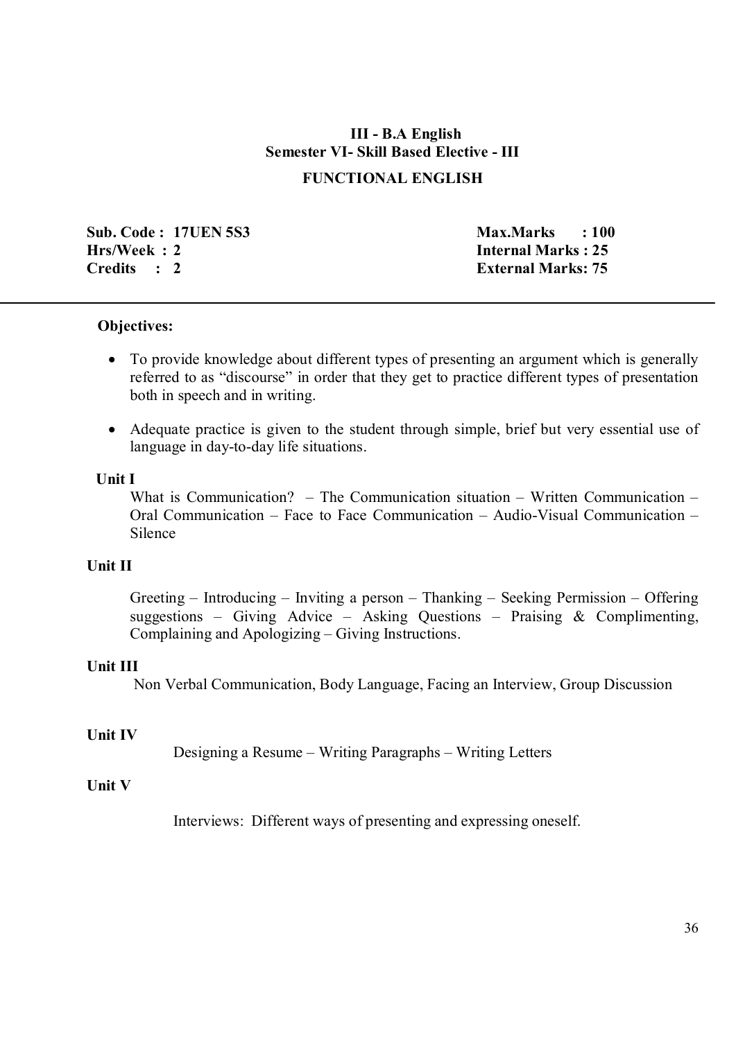## III - B.A English
## Semester VI- Skill Based Elective - III
## FUNCTIONAL ENGLISH

| | |
|---|---|
| **Sub. Code : 17UEN 5S3** | **Max.Marks : 100** |
| **Hrs/Week : 2** | **Internal Marks : 25** |
| **Credits : 2** | **External Marks: 75** |

---

**Objectives:**

- To provide knowledge about different types of presenting an argument which is generally referred to as "discourse" in order that they get to practice different types of presentation both in speech and in writing.
- Adequate practice is given to the student through simple, brief but very essential use of language in day-to-day life situations.

**Unit I**

What is Communication? – The Communication situation – Written Communication – Oral Communication – Face to Face Communication – Audio-Visual Communication – Silence

**Unit II**

Greeting – Introducing – Inviting a person – Thanking – Seeking Permission – Offering suggestions – Giving Advice – Asking Questions – Praising & Complimenting, Complaining and Apologizing – Giving Instructions.

**Unit III**

Non Verbal Communication, Body Language, Facing an Interview, Group Discussion

**Unit IV**

Designing a Resume – Writing Paragraphs – Writing Letters

**Unit V**

Interviews: Different ways of presenting and expressing oneself.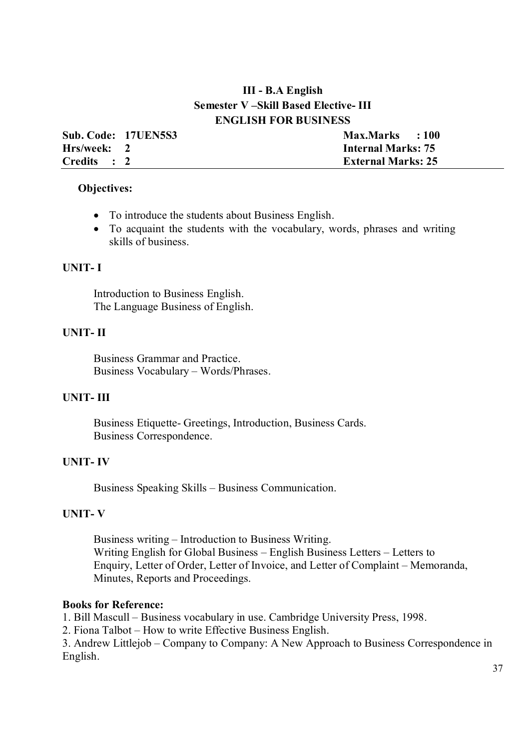## III - B.A English
### Semester V –Skill Based Elective- III
### ENGLISH FOR BUSINESS

| | |
|---|---|
| **Sub. Code: 17UEN5S3** | **Max.Marks : 100** |
| **Hrs/week: 2** | **Internal Marks: 75** |
| **Credits : 2** | **External Marks: 25** |

**Objectives:**

- To introduce the students about Business English.
- To acquaint the students with the vocabulary, words, phrases and writing skills of business.

**UNIT- I**

Introduction to Business English.
The Language Business of English.

**UNIT- II**

Business Grammar and Practice.
Business Vocabulary – Words/Phrases.

**UNIT- III**

Business Etiquette- Greetings, Introduction, Business Cards.
Business Correspondence.

**UNIT- IV**

Business Speaking Skills – Business Communication.

**UNIT- V**

Business writing – Introduction to Business Writing.
Writing English for Global Business – English Business Letters – Letters to Enquiry, Letter of Order, Letter of Invoice, and Letter of Complaint – Memoranda, Minutes, Reports and Proceedings.

**Books for Reference:**

1. Bill Mascull – Business vocabulary in use. Cambridge University Press, 1998.
2. Fiona Talbot – How to write Effective Business English.
3. Andrew Littlejob – Company to Company: A New Approach to Business Correspondence in English.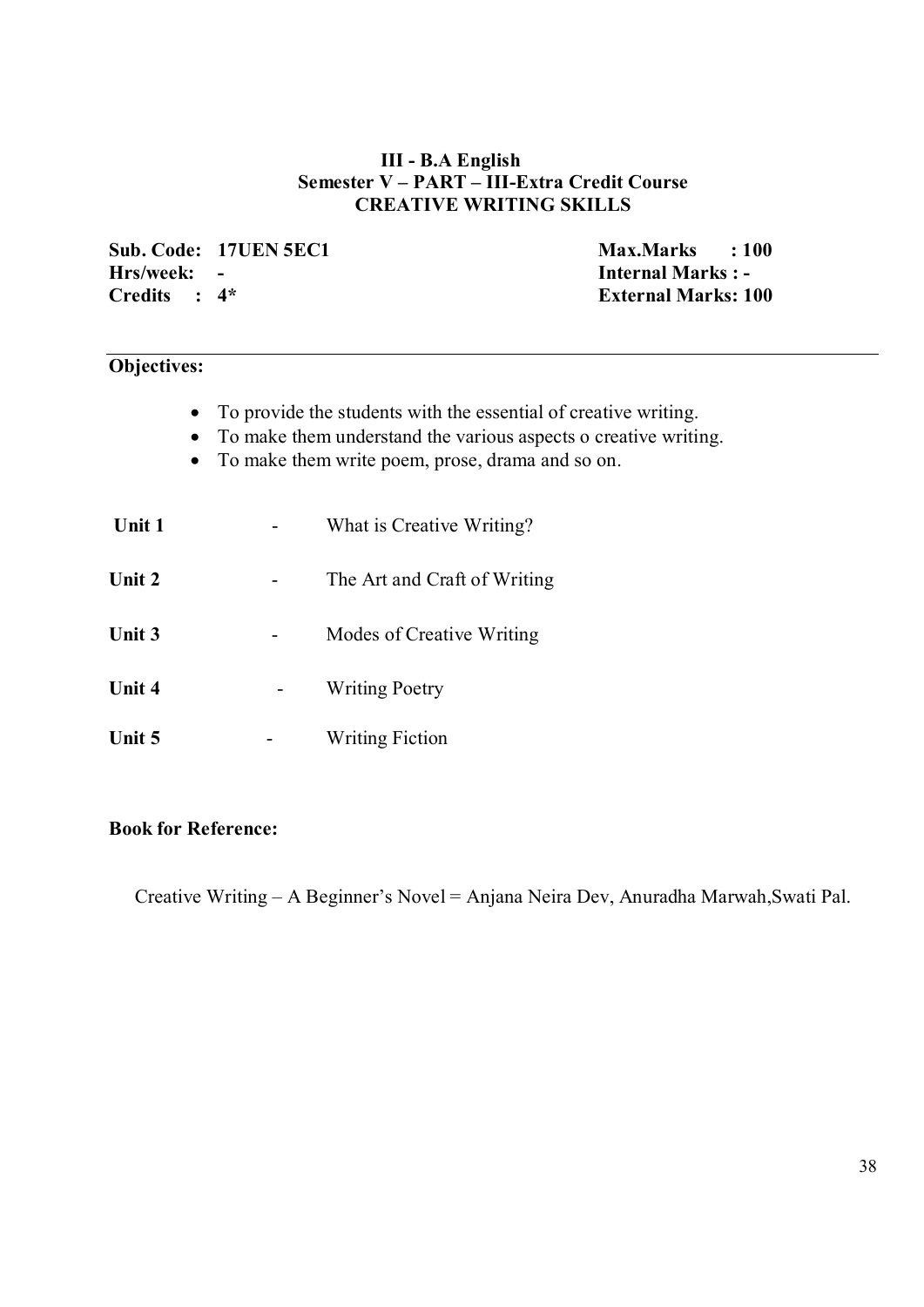# III - B.A English
## Semester V – PART – III-Extra Credit Course
## CREATIVE WRITING SKILLS

**Sub. Code: 17UEN 5EC1** **Max.Marks : 100**
**Hrs/week: -** **Internal Marks : -**
**Credits : 4*** **External Marks: 100**

**Objectives:**

- To provide the students with the essential of creative writing.
- To make them understand the various aspects o creative writing.
- To make them write poem, prose, drama and so on.

| | | |
|---|---|---|
| **Unit 1** | - | What is Creative Writing? |
| **Unit 2** | - | The Art and Craft of Writing |
| **Unit 3** | - | Modes of Creative Writing |
| **Unit 4** | - | Writing Poetry |
| **Unit 5** | - | Writing Fiction |

**Book for Reference:**

Creative Writing – A Beginner's Novel = Anjana Neira Dev, Anuradha Marwah,Swati Pal.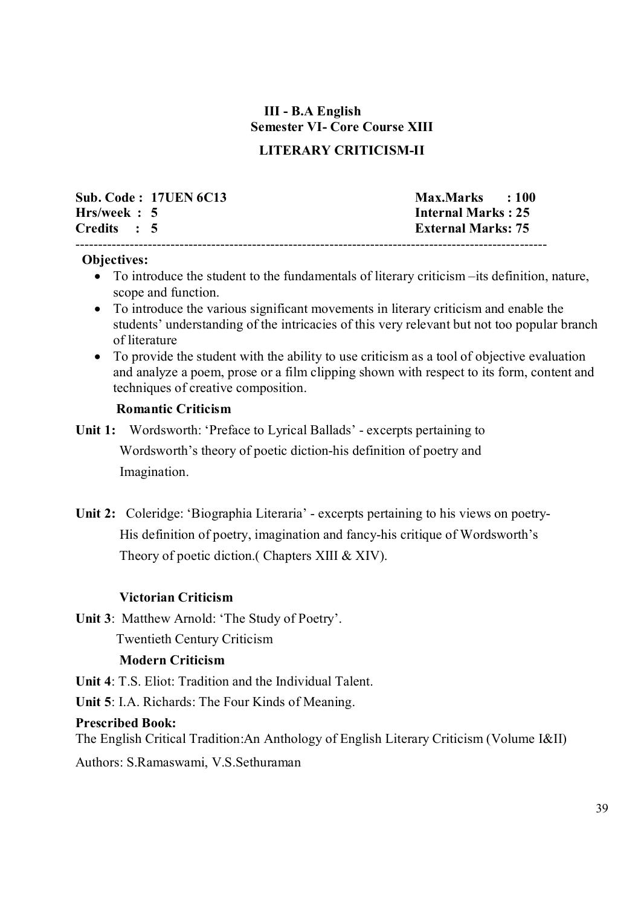**III - B.A English**
**Semester VI- Core Course XIII**

## LITERARY CRITICISM-II

| | |
|---|---|
| **Sub. Code : 17UEN 6C13** | **Max.Marks : 100** |
| **Hrs/week : 5** | **Internal Marks : 25** |
| **Credits : 5** | **External Marks: 75** |

---

**Objectives:**

- To introduce the student to the fundamentals of literary criticism –its definition, nature, scope and function.
- To introduce the various significant movements in literary criticism and enable the students' understanding of the intricacies of this very relevant but not too popular branch of literature
- To provide the student with the ability to use criticism as a tool of objective evaluation and analyze a poem, prose or a film clipping shown with respect to its form, content and techniques of creative composition.

**Romantic Criticism**

**Unit 1:** Wordsworth: 'Preface to Lyrical Ballads' - excerpts pertaining to Wordsworth's theory of poetic diction-his definition of poetry and Imagination.

**Unit 2:** Coleridge: 'Biographia Literaria' - excerpts pertaining to his views on poetry-His definition of poetry, imagination and fancy-his critique of Wordsworth's Theory of poetic diction.( Chapters XIII & XIV).

**Victorian Criticism**

**Unit 3**: Matthew Arnold: 'The Study of Poetry'.

Twentieth Century Criticism

**Modern Criticism**

**Unit 4**: T.S. Eliot: Tradition and the Individual Talent.

**Unit 5**: I.A. Richards: The Four Kinds of Meaning.

**Prescribed Book:**

The English Critical Tradition:An Anthology of English Literary Criticism (Volume I&II)

Authors: S.Ramaswami, V.S.Sethuraman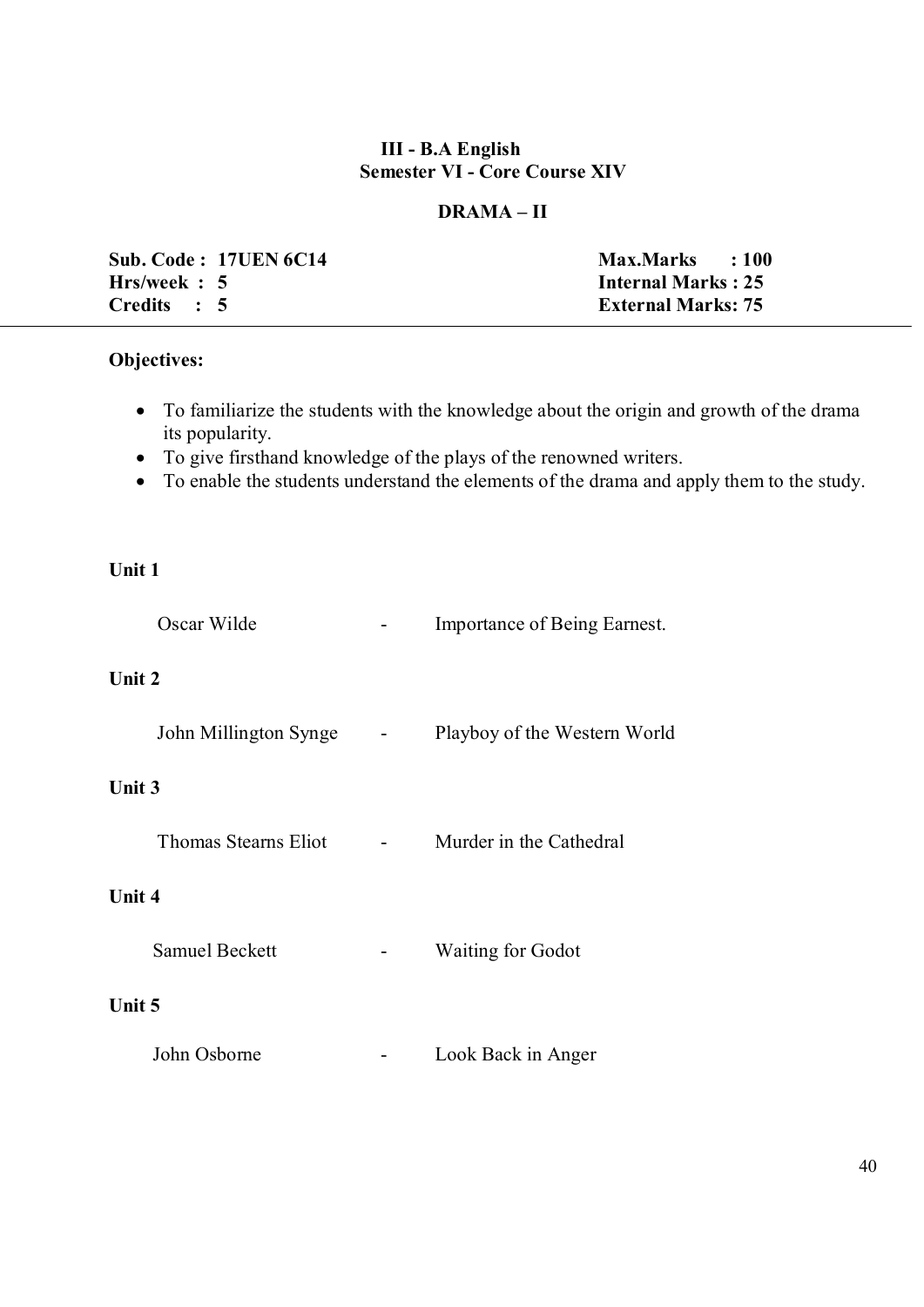**III - B.A English**
**Semester VI - Core Course XIV**

## DRAMA – II

| | |
|---|---|
| **Sub. Code : 17UEN 6C14** | **Max.Marks : 100** |
| **Hrs/week : 5** | **Internal Marks : 25** |
| **Credits : 5** | **External Marks: 75** |

**Objectives:**

- To familiarize the students with the knowledge about the origin and growth of the drama its popularity.
- To give firsthand knowledge of the plays of the renowned writers.
- To enable the students understand the elements of the drama and apply them to the study.

**Unit 1**

Oscar Wilde - Importance of Being Earnest.

**Unit 2**

John Millington Synge - Playboy of the Western World

**Unit 3**

Thomas Stearns Eliot - Murder in the Cathedral

**Unit 4**

Samuel Beckett - Waiting for Godot

**Unit 5**

John Osborne - Look Back in Anger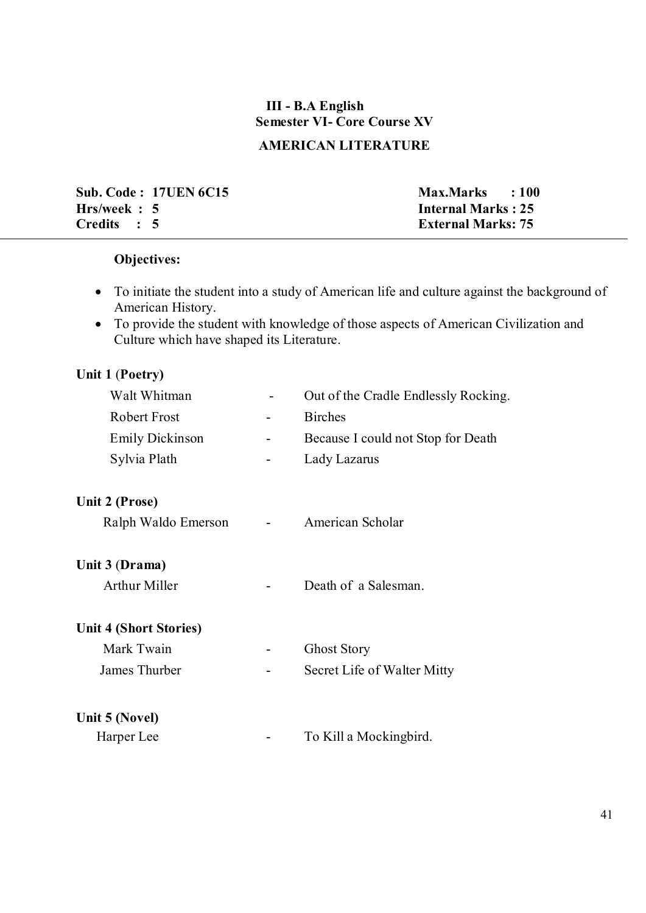# III - B.A English

## Semester VI- Core Course XV

## AMERICAN LITERATURE

| | |
|---|---|
| **Sub. Code : 17UEN 6C15** | **Max.Marks : 100** |
| **Hrs/week : 5** | **Internal Marks : 25** |
| **Credits : 5** | **External Marks: 75** |

---

**Objectives:**

- To initiate the student into a study of American life and culture against the background of American History.
- To provide the student with knowledge of those aspects of American Civilization and Culture which have shaped its Literature.

**Unit 1 (Poetry)**

| | | |
|---|---|---|
| Walt Whitman | - | Out of the Cradle Endlessly Rocking. |
| Robert Frost | - | Birches |
| Emily Dickinson | - | Because I could not Stop for Death |
| Sylvia Plath | - | Lady Lazarus |

**Unit 2 (Prose)**

| | | |
|---|---|---|
| Ralph Waldo Emerson | - | American Scholar |

**Unit 3 (Drama)**

| | | |
|---|---|---|
| Arthur Miller | - | Death of a Salesman. |

**Unit 4 (Short Stories)**

| | | |
|---|---|---|
| Mark Twain | - | Ghost Story |
| James Thurber | - | Secret Life of Walter Mitty |

**Unit 5 (Novel)**

| | | |
|---|---|---|
| Harper Lee | - | To Kill a Mockingbird. |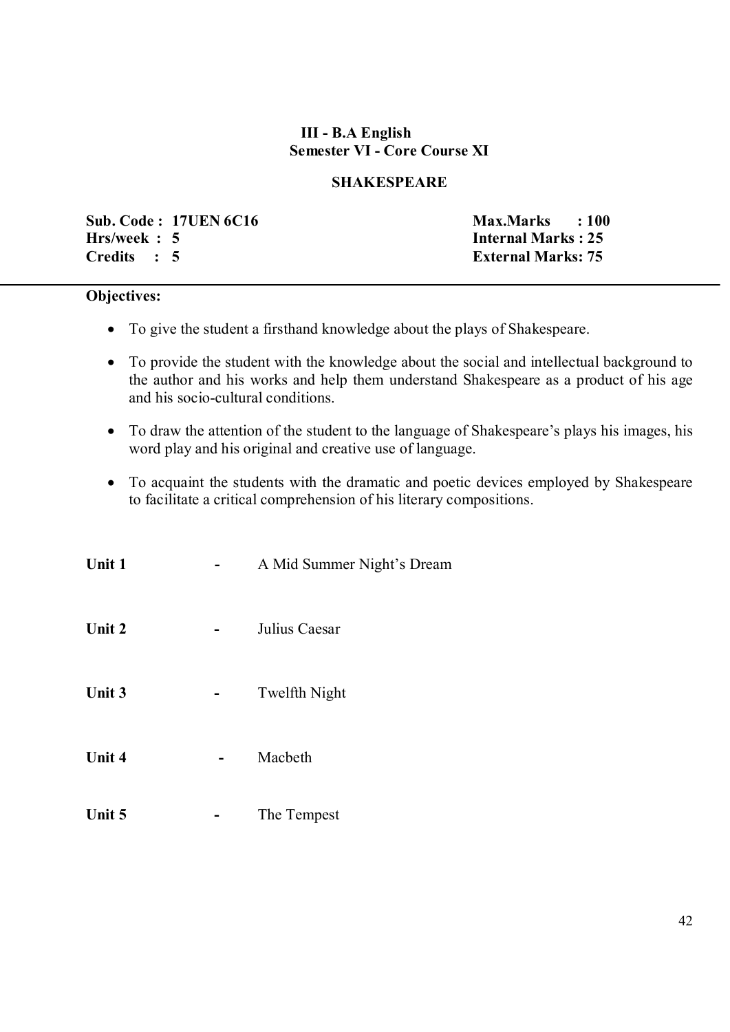**III - B.A English**
**Semester VI - Core Course XI**

## SHAKESPEARE

| | |
|---|---|
| **Sub. Code : 17UEN 6C16** | **Max.Marks : 100** |
| **Hrs/week : 5** | **Internal Marks : 25** |
| **Credits : 5** | **External Marks: 75** |

**Objectives:**

- To give the student a firsthand knowledge about the plays of Shakespeare.
- To provide the student with the knowledge about the social and intellectual background to the author and his works and help them understand Shakespeare as a product of his age and his socio-cultural conditions.
- To draw the attention of the student to the language of Shakespeare's plays his images, his word play and his original and creative use of language.
- To acquaint the students with the dramatic and poetic devices employed by Shakespeare to facilitate a critical comprehension of his literary compositions.

**Unit 1** - A Mid Summer Night's Dream

**Unit 2** - Julius Caesar

**Unit 3** - Twelfth Night

**Unit 4** - Macbeth

**Unit 5** - The Tempest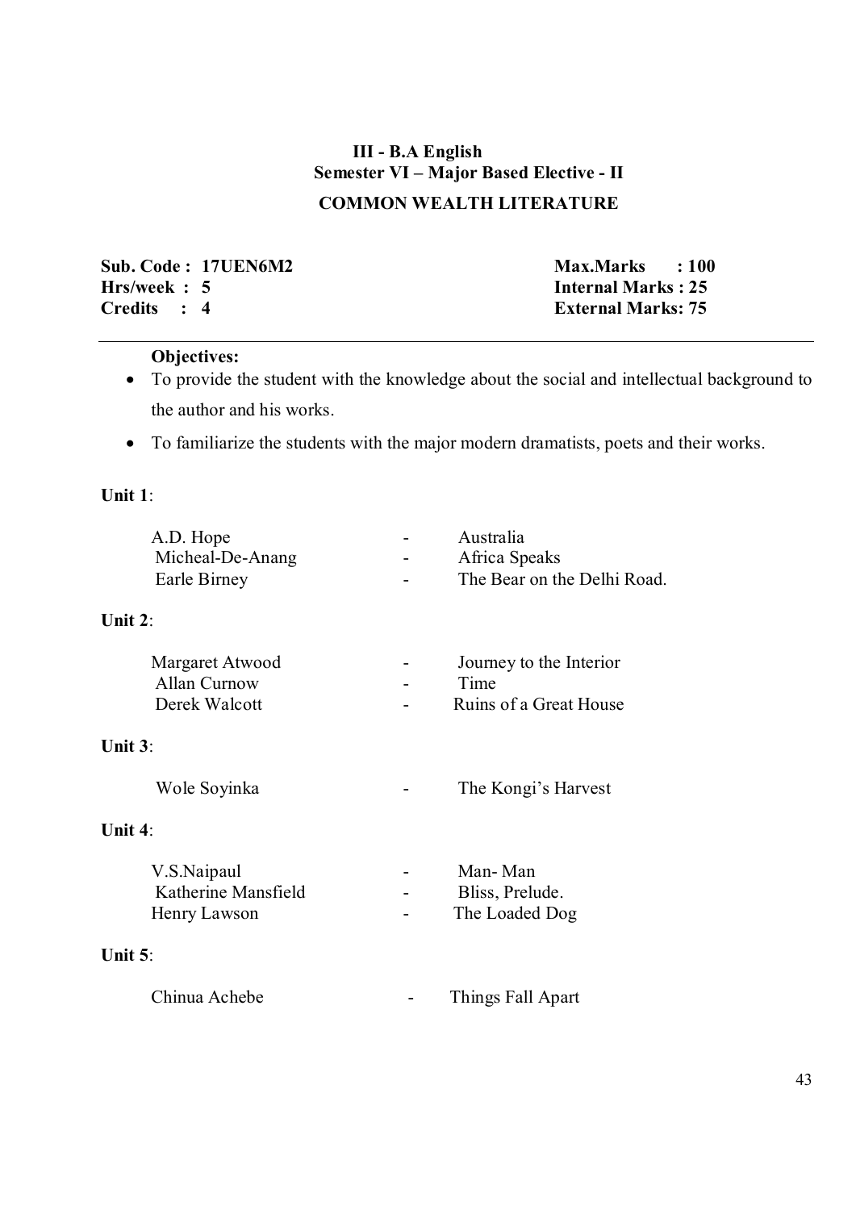**III - B.A English**

**Semester VI – Major Based Elective - II**

## COMMON WEALTH LITERATURE

| | |
|---|---|
| **Sub. Code : 17UEN6M2** | **Max.Marks : 100** |
| **Hrs/week : 5** | **Internal Marks : 25** |
| **Credits : 4** | **External Marks: 75** |

**Objectives:**

- To provide the student with the knowledge about the social and intellectual background to the author and his works.
- To familiarize the students with the major modern dramatists, poets and their works.

**Unit 1**:

| | | |
|---|---|---|
| A.D. Hope | - | Australia |
| Micheal-De-Anang | - | Africa Speaks |
| Earle Birney | - | The Bear on the Delhi Road. |

**Unit 2**:

| | | |
|---|---|---|
| Margaret Atwood | - | Journey to the Interior |
| Allan Curnow | - | Time |
| Derek Walcott | - | Ruins of a Great House |

**Unit 3**:

| | | |
|---|---|---|
| Wole Soyinka | - | The Kongi's Harvest |

**Unit 4**:

| | | |
|---|---|---|
| V.S.Naipaul | - | Man- Man |
| Katherine Mansfield | - | Bliss, Prelude. |
| Henry Lawson | - | The Loaded Dog |

**Unit 5**:

| | | |
|---|---|---|
| Chinua Achebe | - | Things Fall Apart |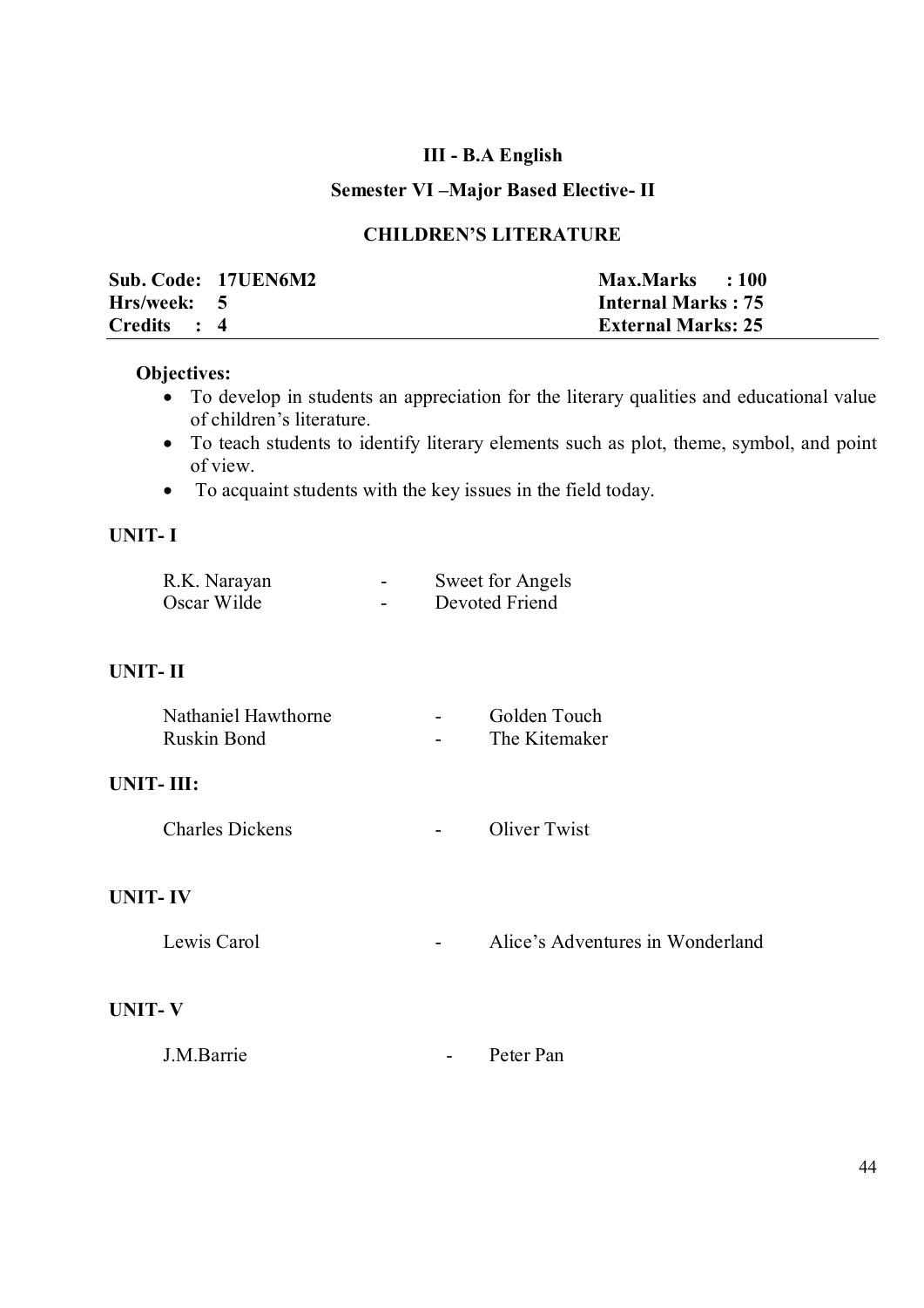### III - B.A English

### Semester VI –Major Based Elective- II

### CHILDREN'S LITERATURE

| | |
|---|---|
| **Sub. Code: 17UEN6M2** | **Max.Marks : 100** |
| **Hrs/week: 5** | **Internal Marks : 75** |
| **Credits : 4** | **External Marks: 25** |

**Objectives:**

- To develop in students an appreciation for the literary qualities and educational value of children's literature.
- To teach students to identify literary elements such as plot, theme, symbol, and point of view.
- To acquaint students with the key issues in the field today.

**UNIT- I**

R.K. Narayan - Sweet for Angels
Oscar Wilde - Devoted Friend

**UNIT- II**

Nathaniel Hawthorne - Golden Touch
Ruskin Bond - The Kitemaker

**UNIT- III:**

Charles Dickens - Oliver Twist

**UNIT- IV**

Lewis Carol - Alice's Adventures in Wonderland

**UNIT- V**

J.M.Barrie - Peter Pan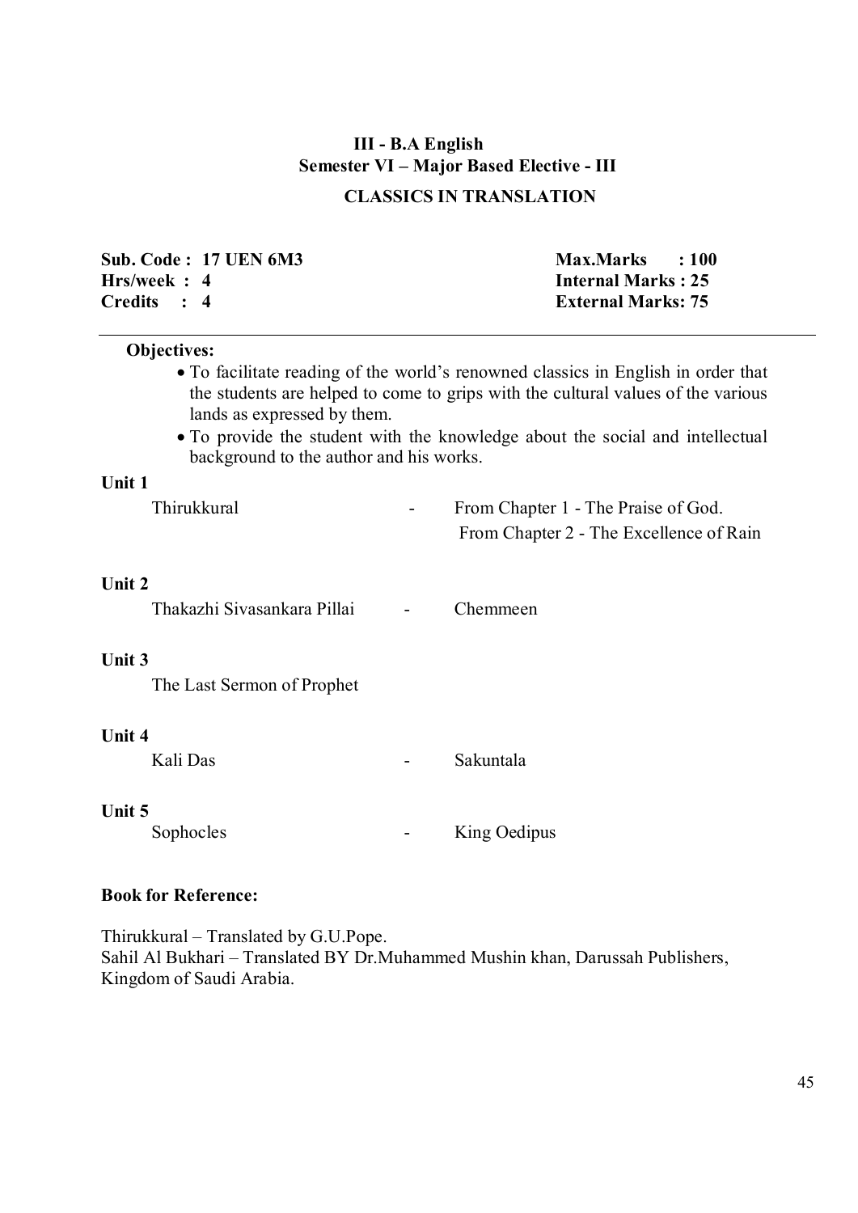**III - B.A English**
**Semester VI – Major Based Elective - III**

## CLASSICS IN TRANSLATION

| | |
|---|---|
| **Sub. Code : 17 UEN 6M3** | **Max.Marks : 100** |
| **Hrs/week : 4** | **Internal Marks : 25** |
| **Credits : 4** | **External Marks: 75** |

**Objectives:**

- To facilitate reading of the world's renowned classics in English in order that the students are helped to come to grips with the cultural values of the various lands as expressed by them.
- To provide the student with the knowledge about the social and intellectual background to the author and his works.

**Unit 1**

Thirukkural - From Chapter 1 - The Praise of God.
From Chapter 2 - The Excellence of Rain

**Unit 2**

Thakazhi Sivasankara Pillai - Chemmeen

**Unit 3**

The Last Sermon of Prophet

**Unit 4**

Kali Das - Sakuntala

**Unit 5**

Sophocles - King Oedipus

**Book for Reference:**

Thirukkural – Translated by G.U.Pope.
Sahil Al Bukhari – Translated BY Dr.Muhammed Mushin khan, Darussah Publishers, Kingdom of Saudi Arabia.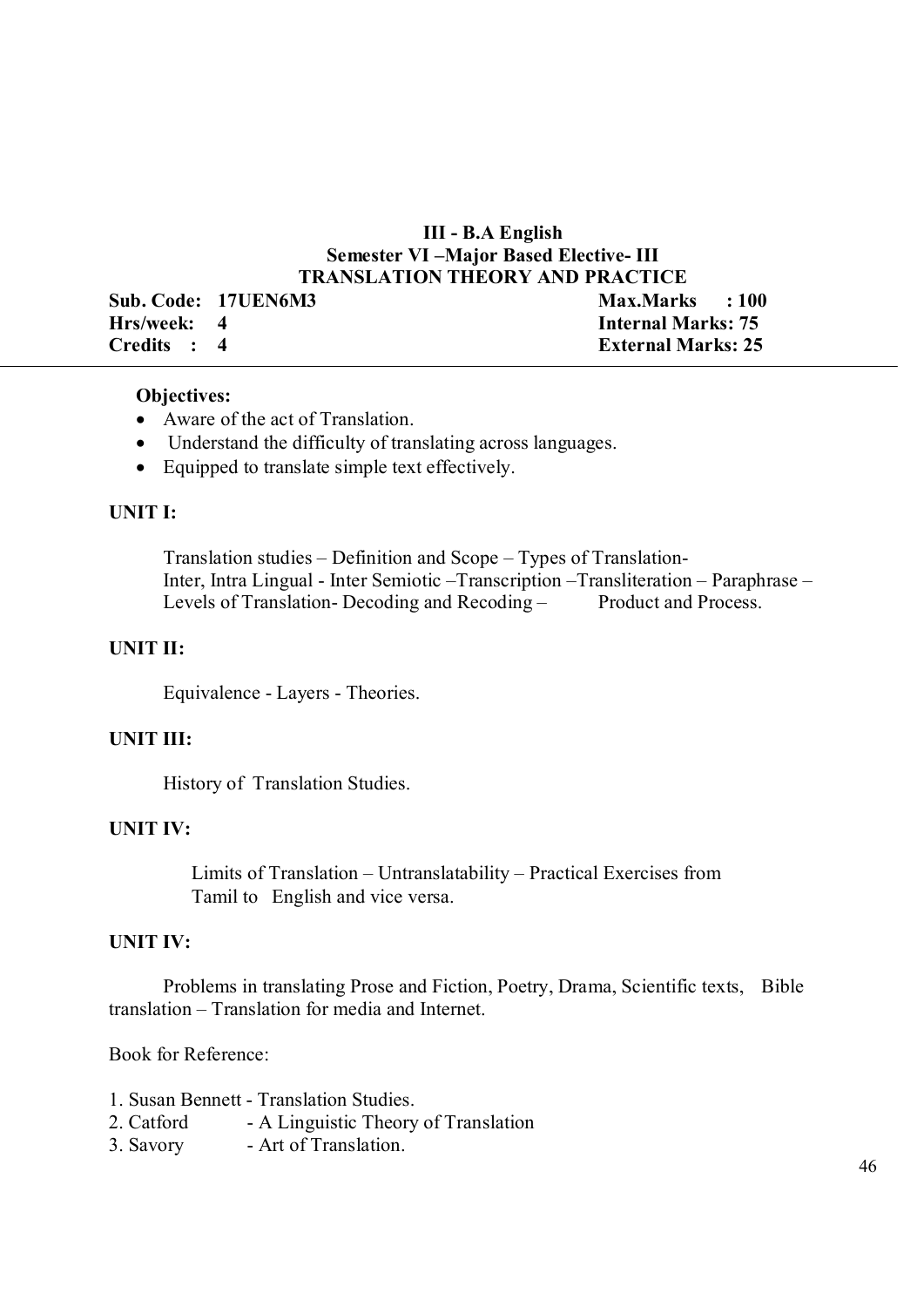**III - B.A English**
**Semester VI –Major Based Elective- III**
**TRANSLATION THEORY AND PRACTICE**

| | |
|---|---|
| **Sub. Code: 17UEN6M3** | **Max.Marks : 100** |
| **Hrs/week: 4** | **Internal Marks: 75** |
| **Credits : 4** | **External Marks: 25** |

---

**Objectives:**

- Aware of the act of Translation.
- Understand the difficulty of translating across languages.
- Equipped to translate simple text effectively.

**UNIT I:**

Translation studies – Definition and Scope – Types of Translation- Inter, Intra Lingual - Inter Semiotic –Trancscription –Transliteration – Paraphrase – Levels of Translation- Decoding and Recoding – Product and Process.

**UNIT II:**

Equivalence - Layers - Theories.

**UNIT III:**

History of Translation Studies.

**UNIT IV:**

Limits of Translation – Untranslatability – Practical Exercises from Tamil to English and vice versa.

**UNIT IV:**

Problems in translating Prose and Fiction, Poetry, Drama, Scientific texts, Bible translation – Translation for media and Internet.

Book for Reference:

1. Susan Bennett - Translation Studies.
2. Catford - A Linguistic Theory of Translation
3. Savory - Art of Translation.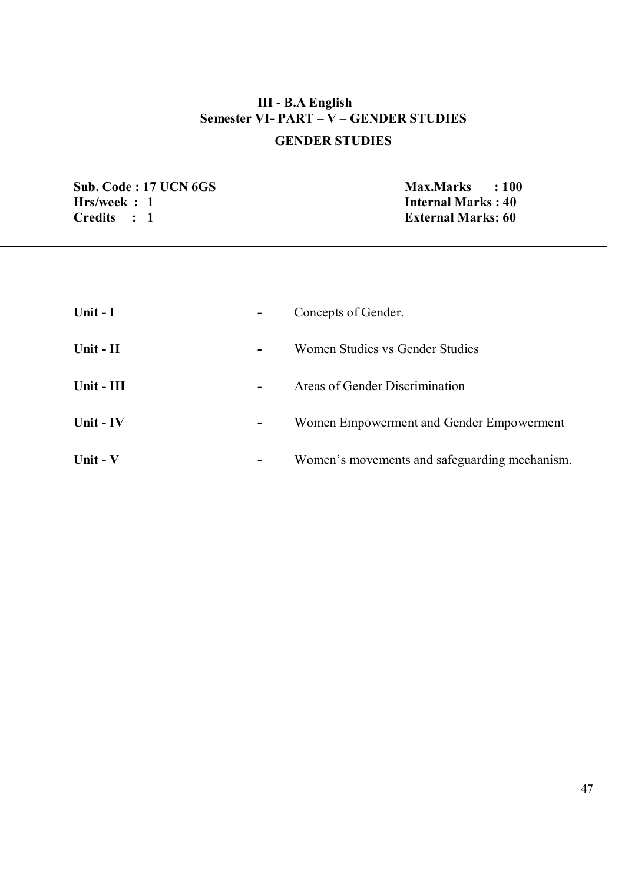## III - B.A English
## Semester VI- PART – V – GENDER STUDIES
## GENDER STUDIES

**Sub. Code : 17 UCN 6GS**
**Hrs/week : 1**
**Credits : 1**

**Max.Marks : 100**
**Internal Marks : 40**
**External Marks: 60**

---

| | | |
|---|---|---|
| **Unit - I** | - | Concepts of Gender. |
| **Unit - II** | - | Women Studies vs Gender Studies |
| **Unit - III** | - | Areas of Gender Discrimination |
| **Unit - IV** | - | Women Empowerment and Gender Empowerment |
| **Unit - V** | - | Women's movements and safeguarding mechanism. |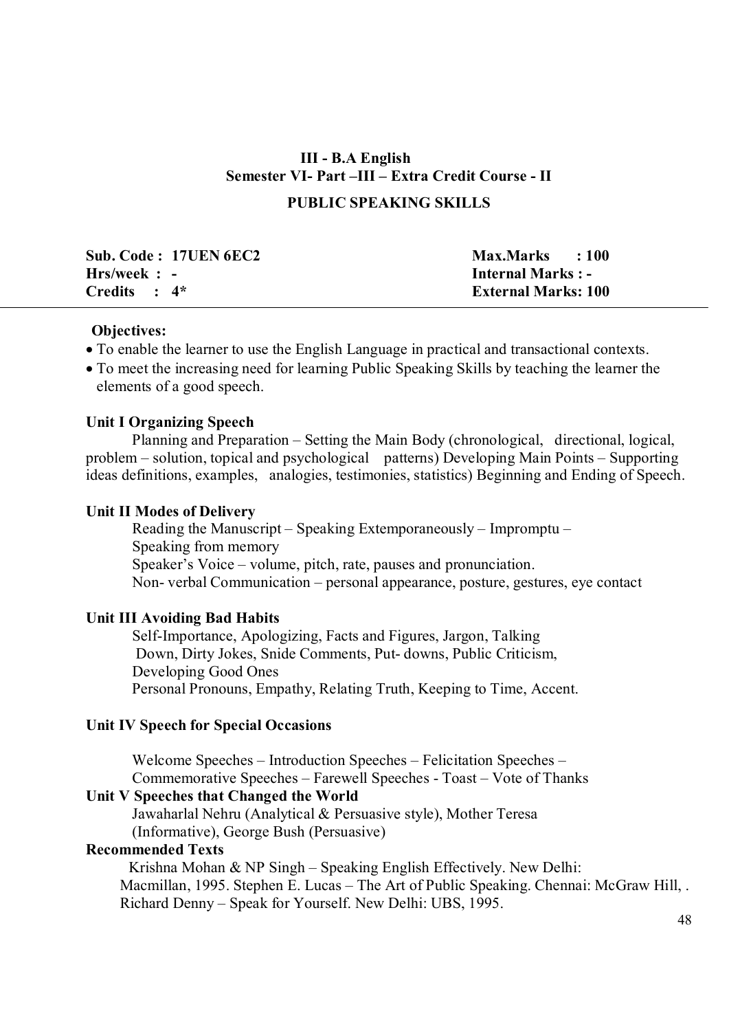**III - B.A English**
**Semester VI- Part –III – Extra Credit Course - II**

## PUBLIC SPEAKING SKILLS

| | |
|---|---|
| **Sub. Code : 17UEN 6EC2** | **Max.Marks : 100** |
| **Hrs/week : -** | **Internal Marks : -** |
| **Credits : 4*** | **External Marks: 100** |

**Objectives:**

- To enable the learner to use the English Language in practical and transactional contexts.
- To meet the increasing need for learning Public Speaking Skills by teaching the learner the elements of a good speech.

**Unit I Organizing Speech**

Planning and Preparation – Setting the Main Body (chronological, directional, logical, problem – solution, topical and psychological patterns) Developing Main Points – Supporting ideas definitions, examples, analogies, testimonies, statistics) Beginning and Ending of Speech.

**Unit II Modes of Delivery**

Reading the Manuscript – Speaking Extemporaneously – Impromptu – Speaking from memory
Speaker's Voice – volume, pitch, rate, pauses and pronunciation.
Non- verbal Communication – personal appearance, posture, gestures, eye contact

**Unit III Avoiding Bad Habits**

Self-Importance, Apologizing, Facts and Figures, Jargon, Talking Down, Dirty Jokes, Snide Comments, Put- downs, Public Criticism,
Developing Good Ones
Personal Pronouns, Empathy, Relating Truth, Keeping to Time, Accent.

**Unit IV Speech for Special Occasions**

Welcome Speeches – Introduction Speeches – Felicitation Speeches – Commemorative Speeches – Farewell Speeches - Toast – Vote of Thanks

**Unit V Speeches that Changed the World**

Jawaharlal Nehru (Analytical & Persuasive style), Mother Teresa (Informative), George Bush (Persuasive)

**Recommended Texts**

Krishna Mohan & NP Singh – Speaking English Effectively. New Delhi: Macmillan, 1995. Stephen E. Lucas – The Art of Public Speaking. Chennai: McGraw Hill, . Richard Denny – Speak for Yourself. New Delhi: UBS, 1995.